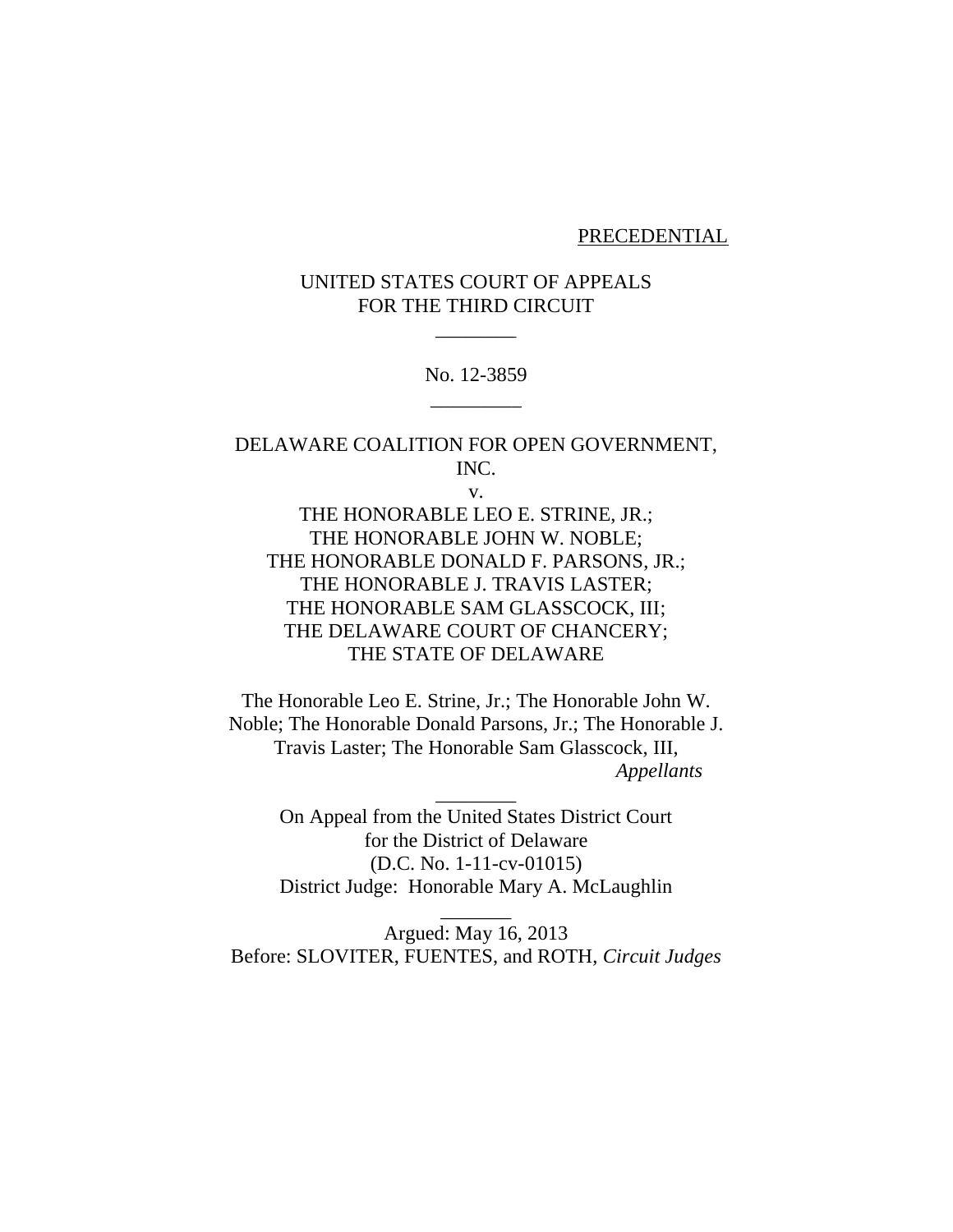PRECEDENTIAL

UNITED STATES COURT OF APPEALS
FOR THE THIRD CIRCUIT

________

No. 12-3859

_________

DELAWARE COALITION FOR OPEN GOVERNMENT, INC.

v.

THE HONORABLE LEO E. STRINE, JR.;
THE HONORABLE JOHN W. NOBLE;
THE HONORABLE DONALD F. PARSONS, JR.;
THE HONORABLE J. TRAVIS LASTER;
THE HONORABLE SAM GLASSCOCK, III;
THE DELAWARE COURT OF CHANCERY;
THE STATE OF DELAWARE

The Honorable Leo E. Strine, Jr.; The Honorable John W. Noble; The Honorable Donald Parsons, Jr.; The Honorable J. Travis Laster; The Honorable Sam Glasscock, III,
*Appellants*

________

On Appeal from the United States District Court
for the District of Delaware
(D.C. No. 1-11-cv-01015)
District Judge: Honorable Mary A. McLaughlin

_______

Argued: May 16, 2013
Before: SLOVITER, FUENTES, and ROTH, *Circuit Judges*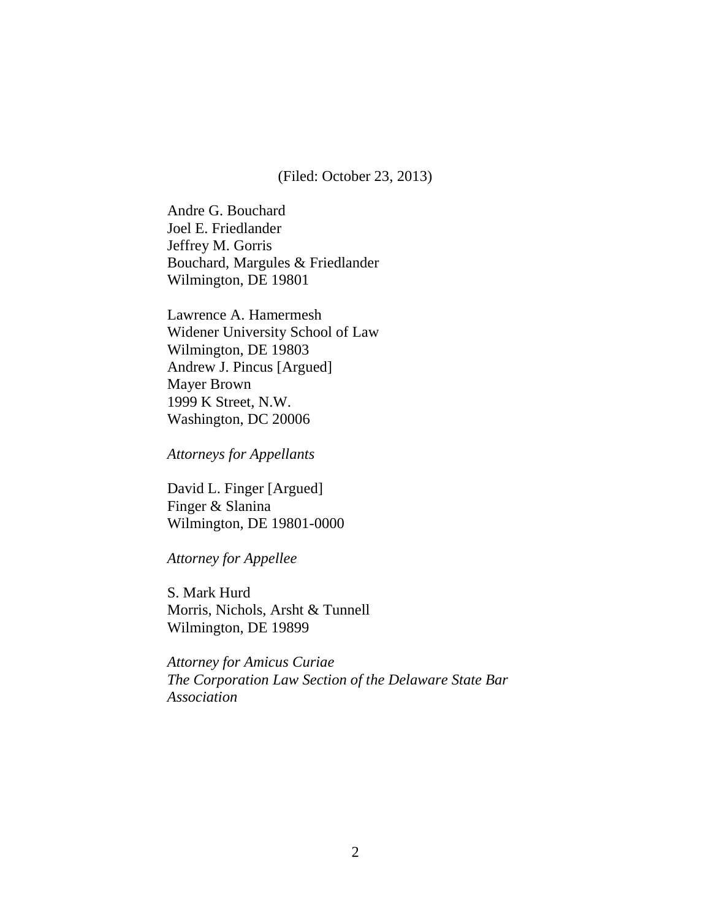(Filed: October 23, 2013)

Andre G. Bouchard
Joel E. Friedlander
Jeffrey M. Gorris
Bouchard, Margules & Friedlander
Wilmington, DE 19801

Lawrence A. Hamermesh
Widener University School of Law
Wilmington, DE 19803
Andrew J. Pincus [Argued]
Mayer Brown
1999 K Street, N.W.
Washington, DC 20006

*Attorneys for Appellants*

David L. Finger [Argued]
Finger & Slanina
Wilmington, DE 19801-0000

*Attorney for Appellee*

S. Mark Hurd
Morris, Nichols, Arsht & Tunnell
Wilmington, DE 19899

*Attorney for Amicus Curiae*
*The Corporation Law Section of the Delaware State Bar Association*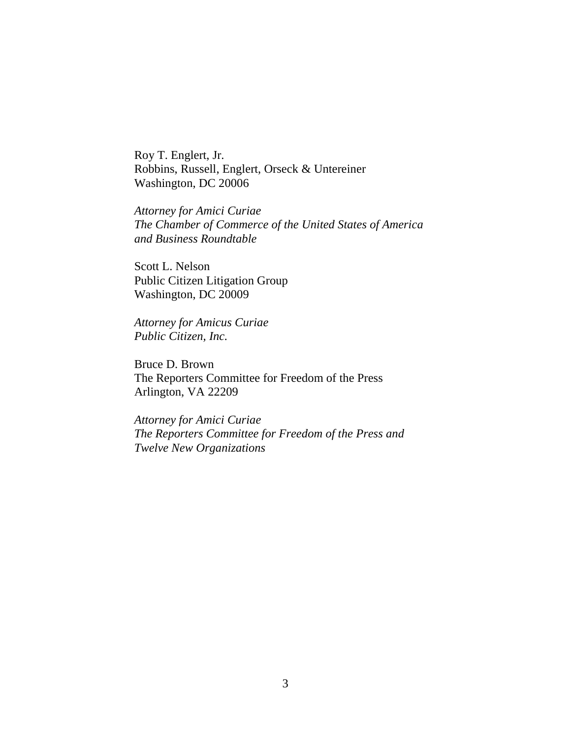Roy T. Englert, Jr.
Robbins, Russell, Englert, Orseck & Untereiner
Washington, DC 20006

*Attorney for Amici Curiae*
*The Chamber of Commerce of the United States of America and Business Roundtable*

Scott L. Nelson
Public Citizen Litigation Group
Washington, DC 20009

*Attorney for Amicus Curiae*
*Public Citizen, Inc.*

Bruce D. Brown
The Reporters Committee for Freedom of the Press
Arlington, VA 22209

*Attorney for Amici Curiae*
*The Reporters Committee for Freedom of the Press and Twelve New Organizations*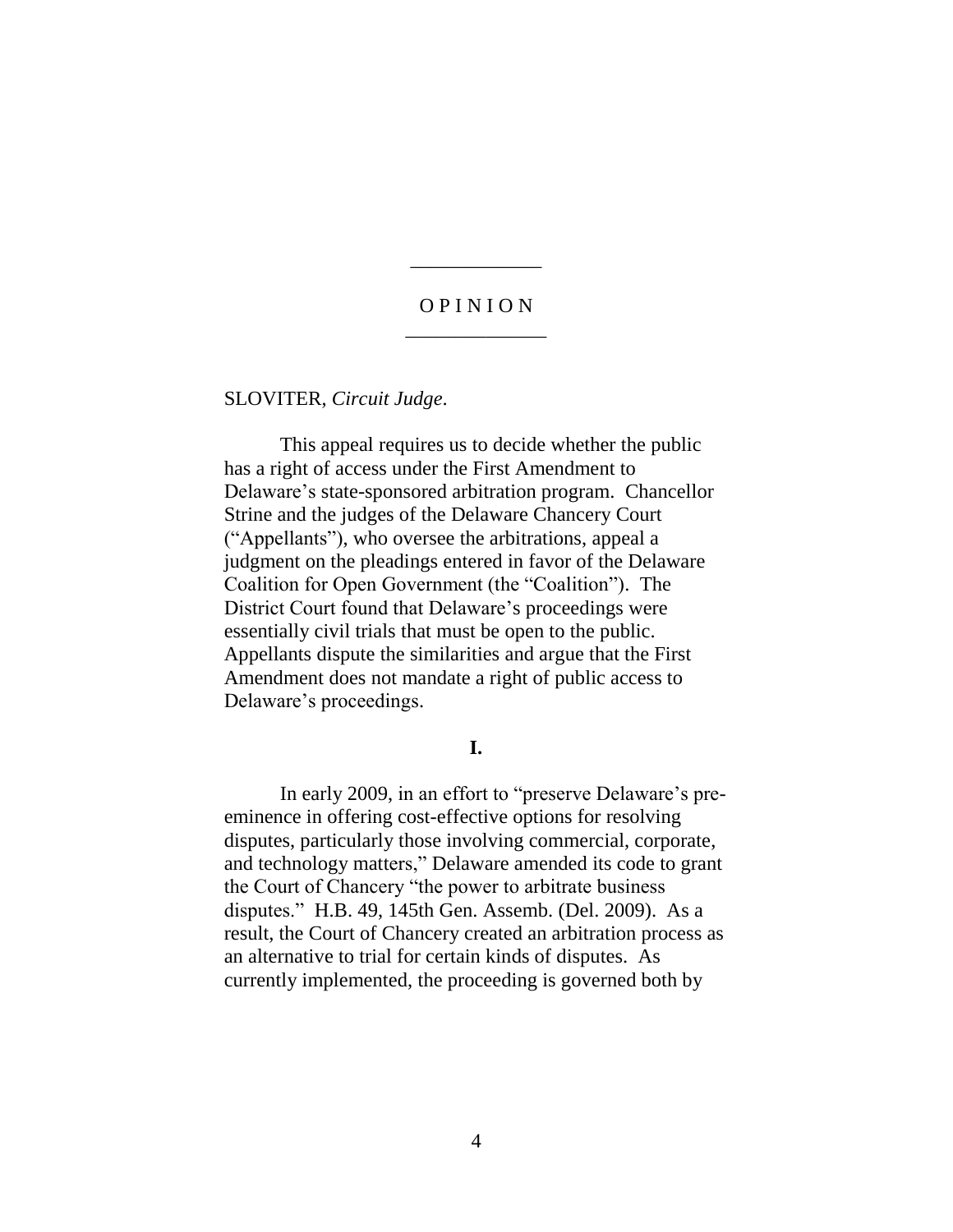# O P I N I O N

SLOVITER, *Circuit Judge*.

This appeal requires us to decide whether the public has a right of access under the First Amendment to Delaware's state-sponsored arbitration program. Chancellor Strine and the judges of the Delaware Chancery Court ("Appellants"), who oversee the arbitrations, appeal a judgment on the pleadings entered in favor of the Delaware Coalition for Open Government (the "Coalition"). The District Court found that Delaware's proceedings were essentially civil trials that must be open to the public. Appellants dispute the similarities and argue that the First Amendment does not mandate a right of public access to Delaware's proceedings.

## I.

In early 2009, in an effort to "preserve Delaware's pre-eminence in offering cost-effective options for resolving disputes, particularly those involving commercial, corporate, and technology matters," Delaware amended its code to grant the Court of Chancery "the power to arbitrate business disputes." H.B. 49, 145th Gen. Assemb. (Del. 2009). As a result, the Court of Chancery created an arbitration process as an alternative to trial for certain kinds of disputes. As currently implemented, the proceeding is governed both by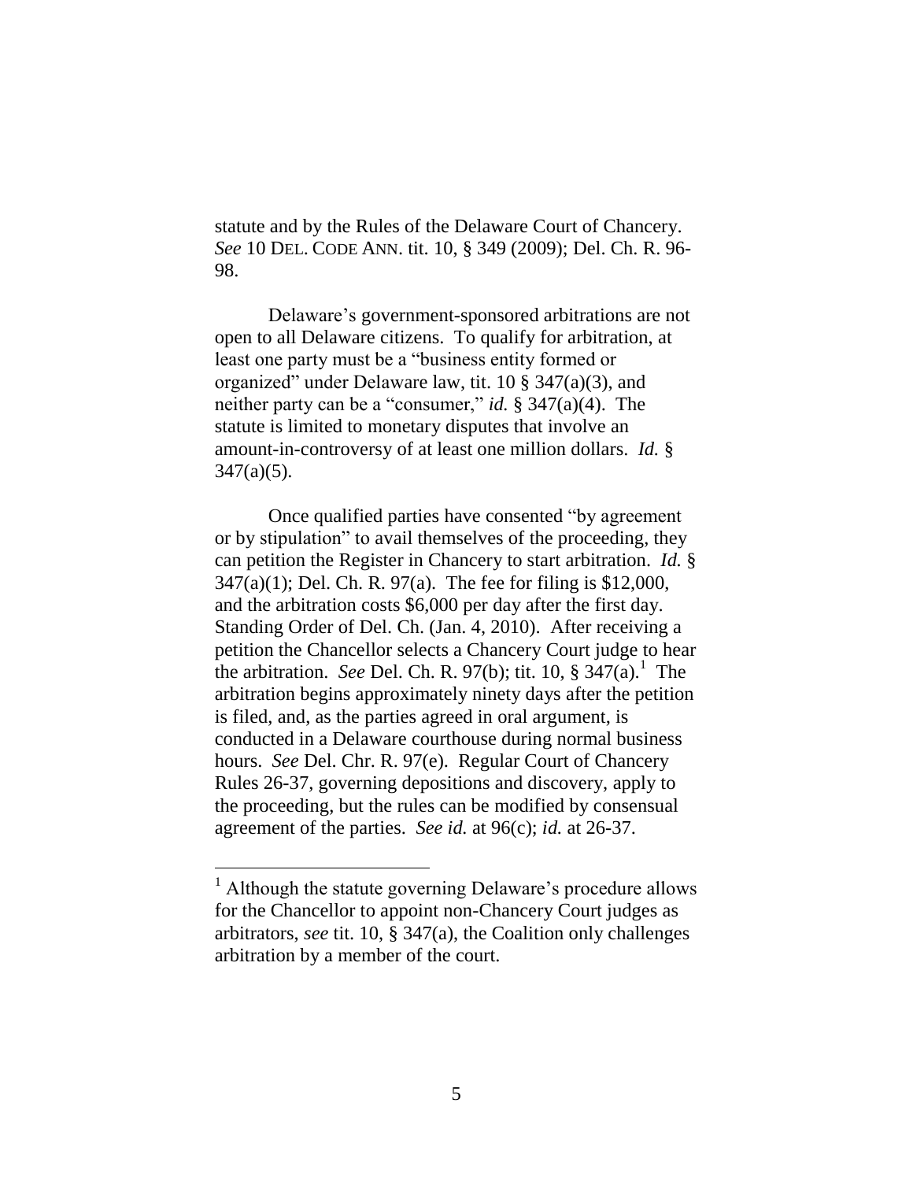statute and by the Rules of the Delaware Court of Chancery. *See* 10 DEL. CODE ANN. tit. 10, § 349 (2009); Del. Ch. R. 96-98.

Delaware's government-sponsored arbitrations are not open to all Delaware citizens. To qualify for arbitration, at least one party must be a "business entity formed or organized" under Delaware law, tit. 10 § 347(a)(3), and neither party can be a "consumer," *id.* § 347(a)(4). The statute is limited to monetary disputes that involve an amount-in-controversy of at least one million dollars. *Id.* § 347(a)(5).

Once qualified parties have consented "by agreement or by stipulation" to avail themselves of the proceeding, they can petition the Register in Chancery to start arbitration. *Id.* § 347(a)(1); Del. Ch. R. 97(a). The fee for filing is $12,000, and the arbitration costs $6,000 per day after the first day. Standing Order of Del. Ch. (Jan. 4, 2010). After receiving a petition the Chancellor selects a Chancery Court judge to hear the arbitration. *See* Del. Ch. R. 97(b); tit. 10, § 347(a).[1] The arbitration begins approximately ninety days after the petition is filed, and, as the parties agreed in oral argument, is conducted in a Delaware courthouse during normal business hours. *See* Del. Chr. R. 97(e). Regular Court of Chancery Rules 26-37, governing depositions and discovery, apply to the proceeding, but the rules can be modified by consensual agreement of the parties. *See id.* at 96(c); *id.* at 26-37.

---

[1] Although the statute governing Delaware's procedure allows for the Chancellor to appoint non-Chancery Court judges as arbitrators, *see* tit. 10, § 347(a), the Coalition only challenges arbitration by a member of the court.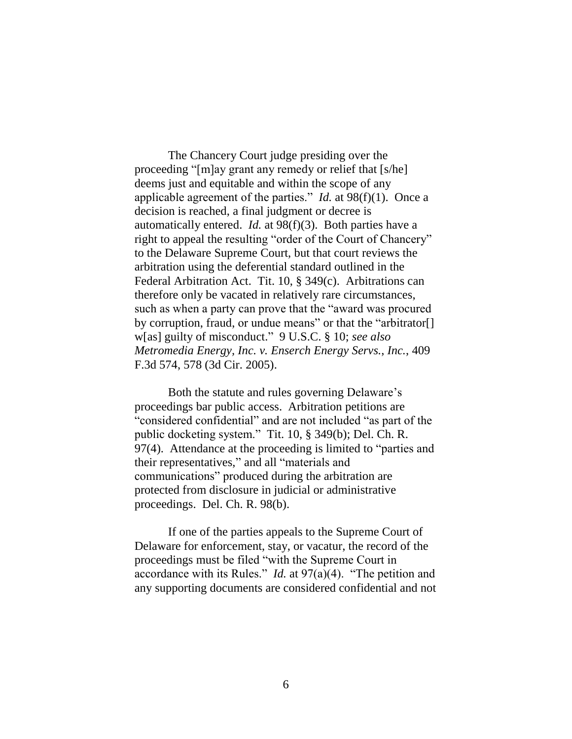The Chancery Court judge presiding over the proceeding "[m]ay grant any remedy or relief that [s/he] deems just and equitable and within the scope of any applicable agreement of the parties." *Id.* at 98(f)(1). Once a decision is reached, a final judgment or decree is automatically entered. *Id.* at 98(f)(3). Both parties have a right to appeal the resulting "order of the Court of Chancery" to the Delaware Supreme Court, but that court reviews the arbitration using the deferential standard outlined in the Federal Arbitration Act. Tit. 10, § 349(c). Arbitrations can therefore only be vacated in relatively rare circumstances, such as when a party can prove that the "award was procured by corruption, fraud, or undue means" or that the "arbitrator[] w[as] guilty of misconduct." 9 U.S.C. § 10; *see also Metromedia Energy, Inc. v. Enserch Energy Servs., Inc.*, 409 F.3d 574, 578 (3d Cir. 2005).

Both the statute and rules governing Delaware's proceedings bar public access. Arbitration petitions are "considered confidential" and are not included "as part of the public docketing system." Tit. 10, § 349(b); Del. Ch. R. 97(4). Attendance at the proceeding is limited to "parties and their representatives," and all "materials and communications" produced during the arbitration are protected from disclosure in judicial or administrative proceedings. Del. Ch. R. 98(b).

If one of the parties appeals to the Supreme Court of Delaware for enforcement, stay, or vacatur, the record of the proceedings must be filed "with the Supreme Court in accordance with its Rules." *Id.* at 97(a)(4). "The petition and any supporting documents are considered confidential and not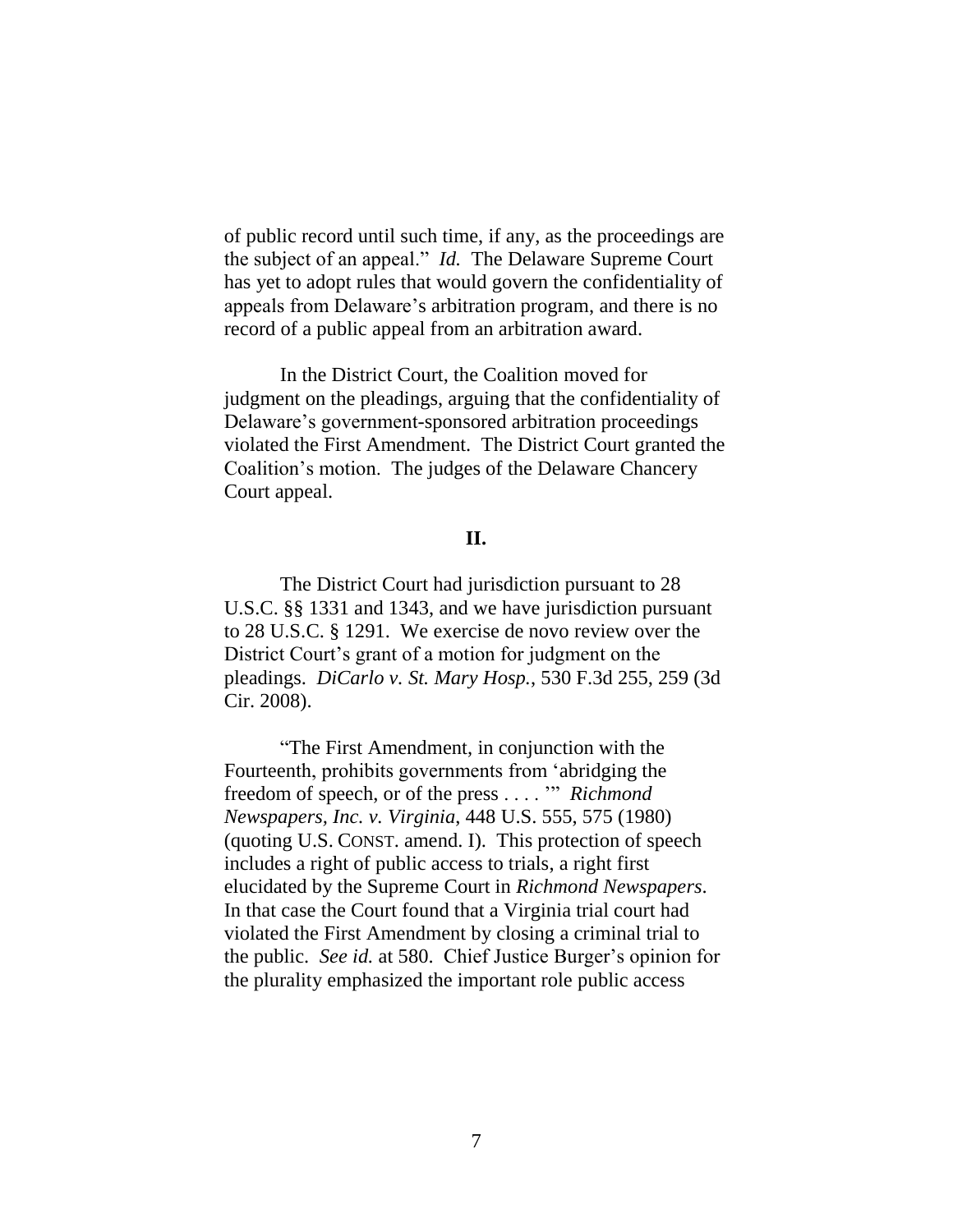of public record until such time, if any, as the proceedings are the subject of an appeal." *Id.* The Delaware Supreme Court has yet to adopt rules that would govern the confidentiality of appeals from Delaware's arbitration program, and there is no record of a public appeal from an arbitration award.

In the District Court, the Coalition moved for judgment on the pleadings, arguing that the confidentiality of Delaware's government-sponsored arbitration proceedings violated the First Amendment. The District Court granted the Coalition's motion. The judges of the Delaware Chancery Court appeal.

## II.

The District Court had jurisdiction pursuant to 28 U.S.C. §§ 1331 and 1343, and we have jurisdiction pursuant to 28 U.S.C. § 1291. We exercise de novo review over the District Court's grant of a motion for judgment on the pleadings. *DiCarlo v. St. Mary Hosp.*, 530 F.3d 255, 259 (3d Cir. 2008).

"The First Amendment, in conjunction with the Fourteenth, prohibits governments from 'abridging the freedom of speech, or of the press . . . .'" *Richmond Newspapers, Inc. v. Virginia*, 448 U.S. 555, 575 (1980) (quoting U.S. CONST. amend. I). This protection of speech includes a right of public access to trials, a right first elucidated by the Supreme Court in *Richmond Newspapers*. In that case the Court found that a Virginia trial court had violated the First Amendment by closing a criminal trial to the public. *See id.* at 580. Chief Justice Burger's opinion for the plurality emphasized the important role public access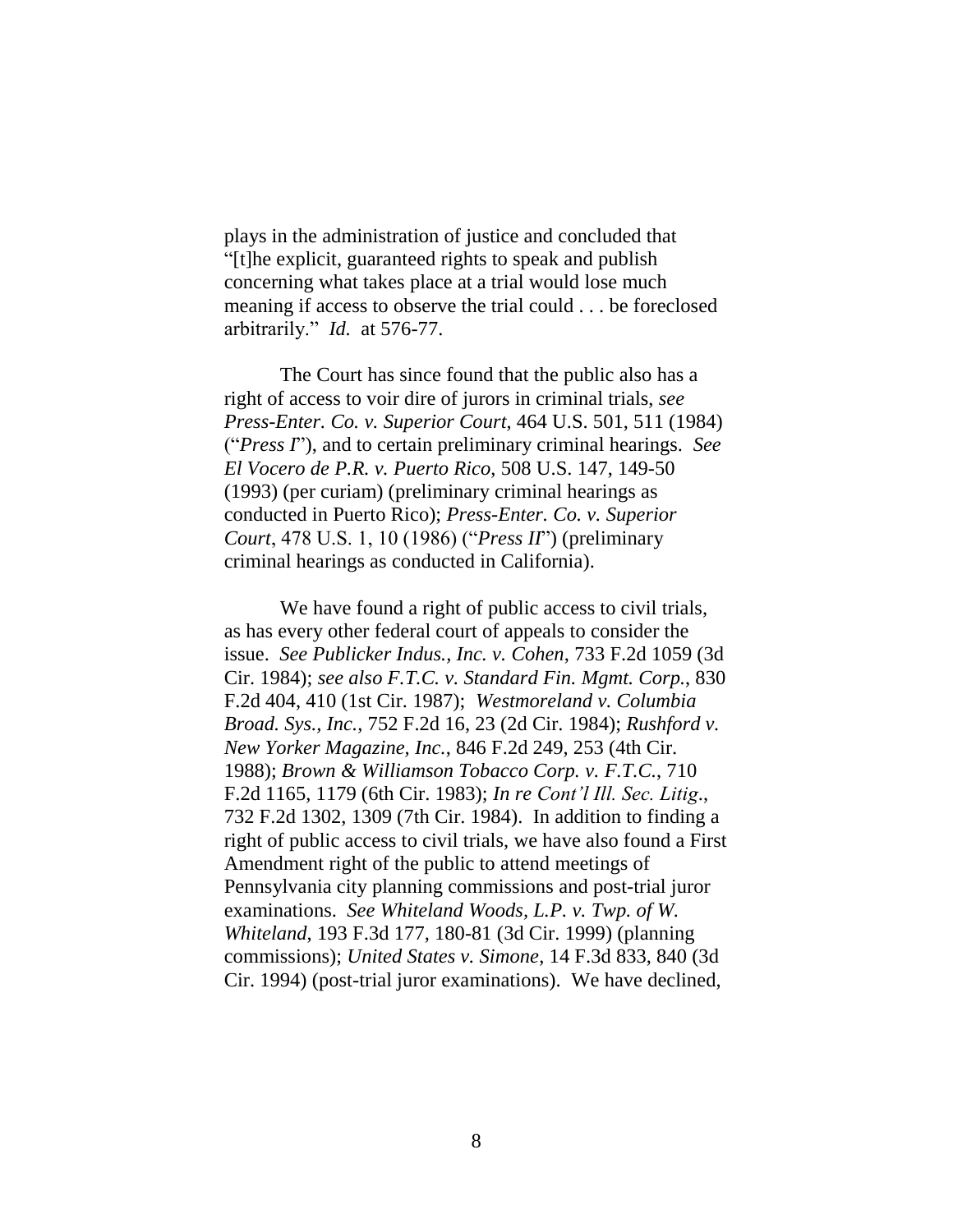plays in the administration of justice and concluded that "[t]he explicit, guaranteed rights to speak and publish concerning what takes place at a trial would lose much meaning if access to observe the trial could . . . be foreclosed arbitrarily." *Id.* at 576-77.

The Court has since found that the public also has a right of access to voir dire of jurors in criminal trials, *see Press-Enter. Co. v. Superior Court*, 464 U.S. 501, 511 (1984) ("*Press I*"), and to certain preliminary criminal hearings. *See El Vocero de P.R. v. Puerto Rico*, 508 U.S. 147, 149-50 (1993) (per curiam) (preliminary criminal hearings as conducted in Puerto Rico); *Press-Enter. Co. v. Superior Court*, 478 U.S. 1, 10 (1986) ("*Press II*") (preliminary criminal hearings as conducted in California).

We have found a right of public access to civil trials, as has every other federal court of appeals to consider the issue. *See Publicker Indus., Inc. v. Cohen*, 733 F.2d 1059 (3d Cir. 1984); *see also F.T.C. v. Standard Fin. Mgmt. Corp.*, 830 F.2d 404, 410 (1st Cir. 1987); *Westmoreland v. Columbia Broad. Sys., Inc.*, 752 F.2d 16, 23 (2d Cir. 1984); *Rushford v. New Yorker Magazine, Inc.*, 846 F.2d 249, 253 (4th Cir. 1988); *Brown & Williamson Tobacco Corp. v. F.T.C.*, 710 F.2d 1165, 1179 (6th Cir. 1983); *In re Cont'l Ill. Sec. Litig.*, 732 F.2d 1302, 1309 (7th Cir. 1984). In addition to finding a right of public access to civil trials, we have also found a First Amendment right of the public to attend meetings of Pennsylvania city planning commissions and post-trial juror examinations. *See Whiteland Woods, L.P. v. Twp. of W. Whiteland*, 193 F.3d 177, 180-81 (3d Cir. 1999) (planning commissions); *United States v. Simone*, 14 F.3d 833, 840 (3d Cir. 1994) (post-trial juror examinations). We have declined,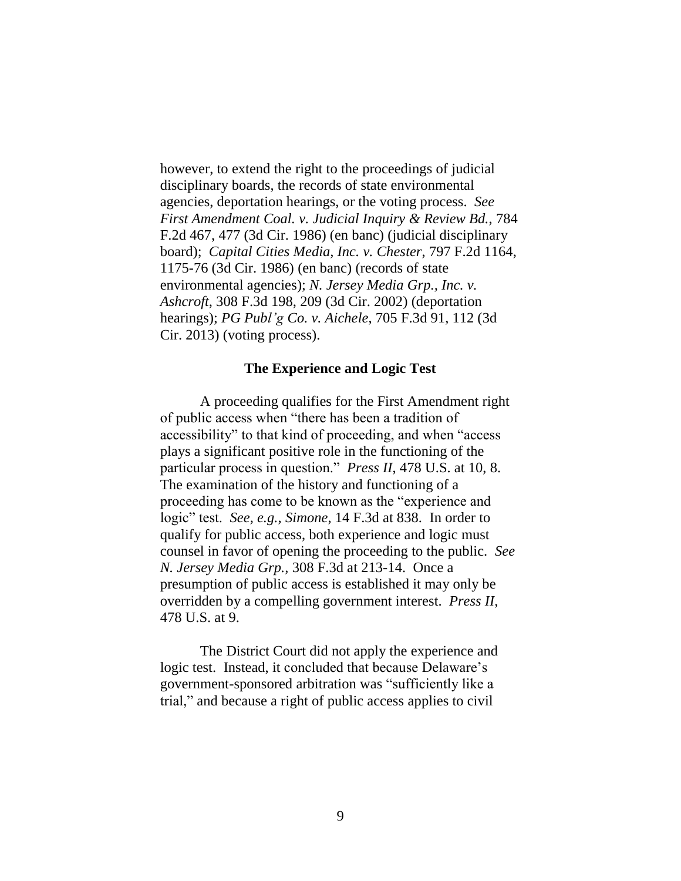however, to extend the right to the proceedings of judicial disciplinary boards, the records of state environmental agencies, deportation hearings, or the voting process. *See First Amendment Coal. v. Judicial Inquiry & Review Bd.*, 784 F.2d 467, 477 (3d Cir. 1986) (en banc) (judicial disciplinary board); *Capital Cities Media, Inc. v. Chester*, 797 F.2d 1164, 1175-76 (3d Cir. 1986) (en banc) (records of state environmental agencies); *N. Jersey Media Grp., Inc. v. Ashcroft*, 308 F.3d 198, 209 (3d Cir. 2002) (deportation hearings); *PG Publ'g Co. v. Aichele*, 705 F.3d 91, 112 (3d Cir. 2013) (voting process).

**The Experience and Logic Test**

A proceeding qualifies for the First Amendment right of public access when "there has been a tradition of accessibility" to that kind of proceeding, and when "access plays a significant positive role in the functioning of the particular process in question." *Press II*, 478 U.S. at 10, 8. The examination of the history and functioning of a proceeding has come to be known as the "experience and logic" test. *See, e.g.*, *Simone*, 14 F.3d at 838. In order to qualify for public access, both experience and logic must counsel in favor of opening the proceeding to the public. *See N. Jersey Media Grp.*, 308 F.3d at 213-14. Once a presumption of public access is established it may only be overridden by a compelling government interest. *Press II*, 478 U.S. at 9.

The District Court did not apply the experience and logic test. Instead, it concluded that because Delaware's government-sponsored arbitration was "sufficiently like a trial," and because a right of public access applies to civil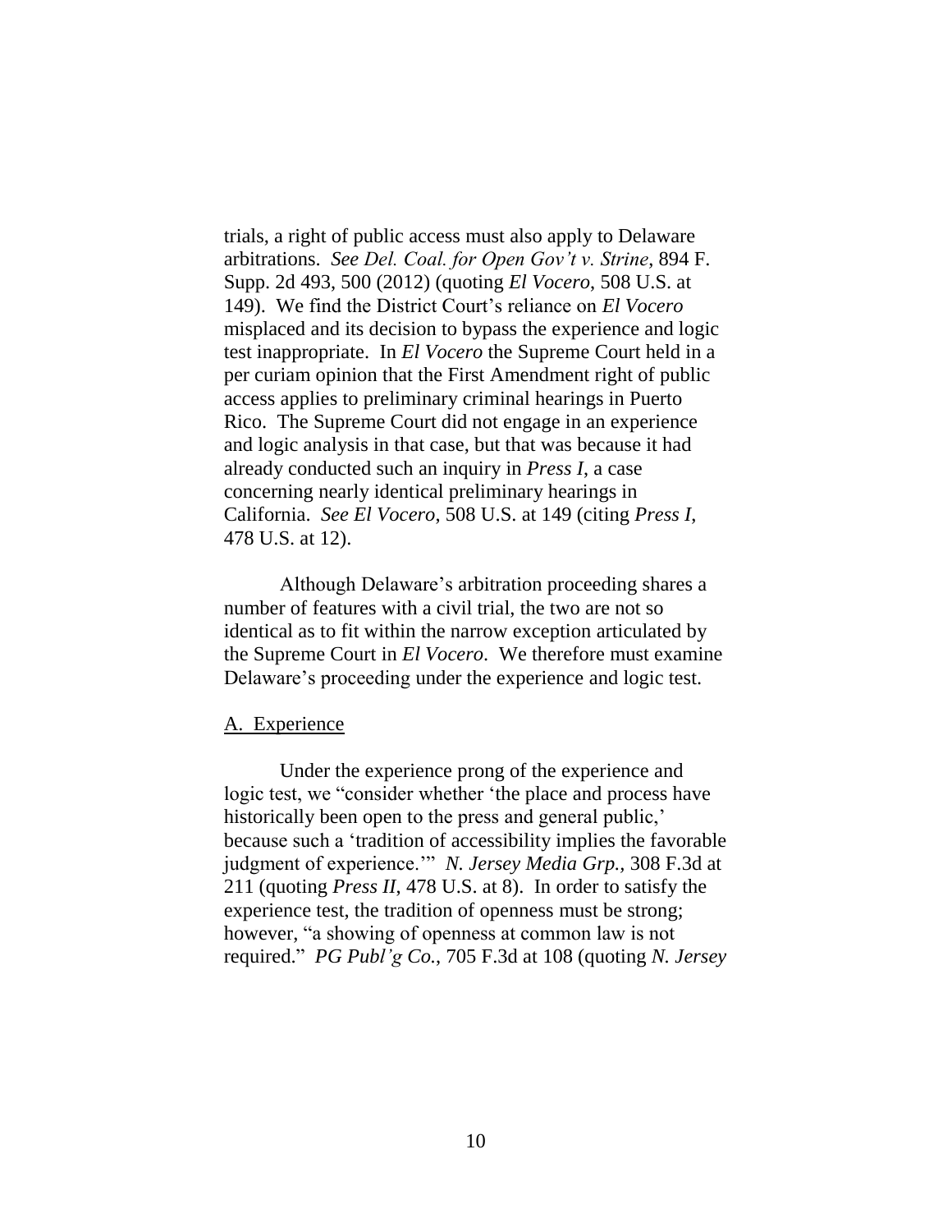trials, a right of public access must also apply to Delaware arbitrations. *See Del. Coal. for Open Gov't v. Strine*, 894 F. Supp. 2d 493, 500 (2012) (quoting *El Vocero*, 508 U.S. at 149). We find the District Court's reliance on *El Vocero* misplaced and its decision to bypass the experience and logic test inappropriate. In *El Vocero* the Supreme Court held in a per curiam opinion that the First Amendment right of public access applies to preliminary criminal hearings in Puerto Rico. The Supreme Court did not engage in an experience and logic analysis in that case, but that was because it had already conducted such an inquiry in *Press I*, a case concerning nearly identical preliminary hearings in California. *See El Vocero*, 508 U.S. at 149 (citing *Press I*, 478 U.S. at 12).

Although Delaware's arbitration proceeding shares a number of features with a civil trial, the two are not so identical as to fit within the narrow exception articulated by the Supreme Court in *El Vocero*. We therefore must examine Delaware's proceeding under the experience and logic test.

<u>A. Experience</u>

Under the experience prong of the experience and logic test, we "consider whether 'the place and process have historically been open to the press and general public,' because such a 'tradition of accessibility implies the favorable judgment of experience.'" *N. Jersey Media Grp.*, 308 F.3d at 211 (quoting *Press II*, 478 U.S. at 8). In order to satisfy the experience test, the tradition of openness must be strong; however, "a showing of openness at common law is not required." *PG Publ'g Co.*, 705 F.3d at 108 (quoting *N. Jersey*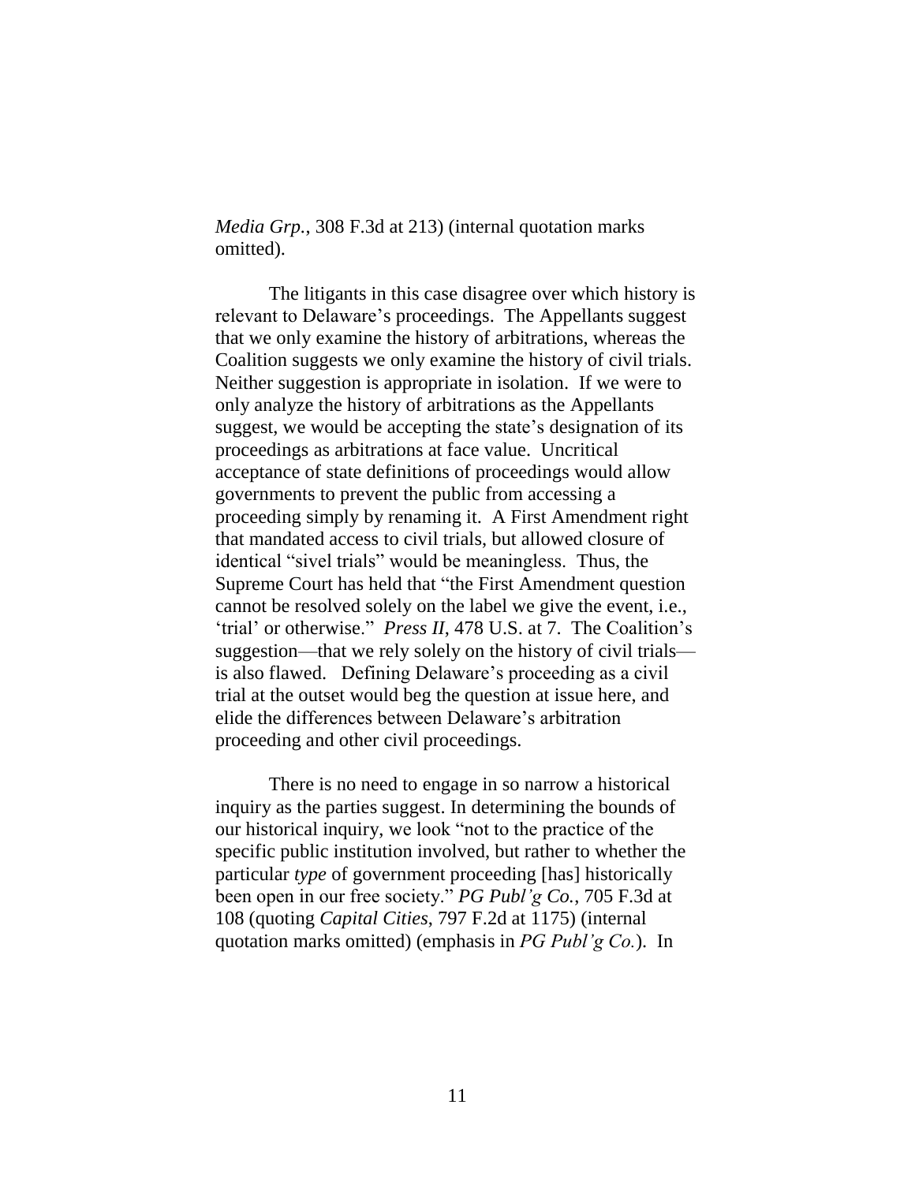*Media Grp.*, 308 F.3d at 213) (internal quotation marks omitted).

The litigants in this case disagree over which history is relevant to Delaware's proceedings. The Appellants suggest that we only examine the history of arbitrations, whereas the Coalition suggests we only examine the history of civil trials. Neither suggestion is appropriate in isolation. If we were to only analyze the history of arbitrations as the Appellants suggest, we would be accepting the state's designation of its proceedings as arbitrations at face value. Uncritical acceptance of state definitions of proceedings would allow governments to prevent the public from accessing a proceeding simply by renaming it. A First Amendment right that mandated access to civil trials, but allowed closure of identical "sivel trials" would be meaningless. Thus, the Supreme Court has held that "the First Amendment question cannot be resolved solely on the label we give the event, i.e., 'trial' or otherwise." *Press II*, 478 U.S. at 7. The Coalition's suggestion—that we rely solely on the history of civil trials—is also flawed. Defining Delaware's proceeding as a civil trial at the outset would beg the question at issue here, and elide the differences between Delaware's arbitration proceeding and other civil proceedings.

There is no need to engage in so narrow a historical inquiry as the parties suggest. In determining the bounds of our historical inquiry, we look "not to the practice of the specific public institution involved, but rather to whether the particular *type* of government proceeding [has] historically been open in our free society." *PG Publ'g Co.*, 705 F.3d at 108 (quoting *Capital Cities*, 797 F.2d at 1175) (internal quotation marks omitted) (emphasis in *PG Publ'g Co.*). In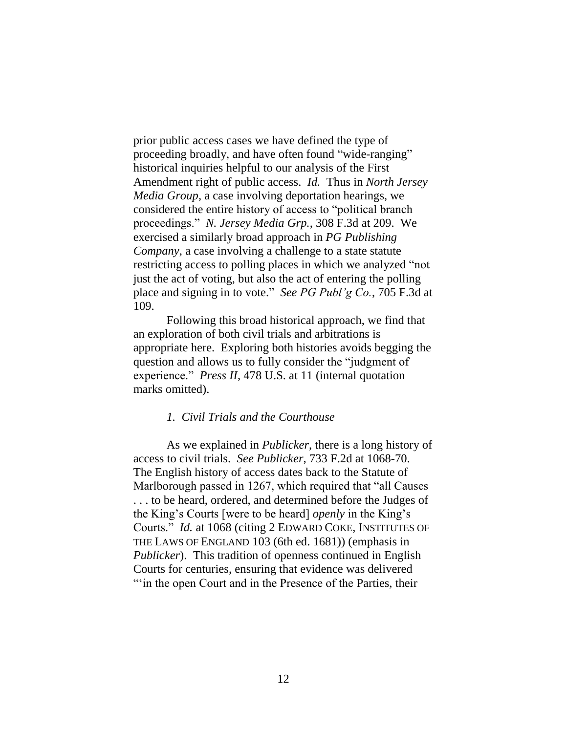prior public access cases we have defined the type of proceeding broadly, and have often found "wide-ranging" historical inquiries helpful to our analysis of the First Amendment right of public access. *Id.* Thus in *North Jersey Media Group*, a case involving deportation hearings, we considered the entire history of access to "political branch proceedings." *N. Jersey Media Grp.*, 308 F.3d at 209. We exercised a similarly broad approach in *PG Publishing Company*, a case involving a challenge to a state statute restricting access to polling places in which we analyzed "not just the act of voting, but also the act of entering the polling place and signing in to vote." *See PG Publ'g Co.*, 705 F.3d at 109.

Following this broad historical approach, we find that an exploration of both civil trials and arbitrations is appropriate here. Exploring both histories avoids begging the question and allows us to fully consider the "judgment of experience." *Press II*, 478 U.S. at 11 (internal quotation marks omitted).

*1. Civil Trials and the Courthouse*

As we explained in *Publicker*, there is a long history of access to civil trials. *See Publicker*, 733 F.2d at 1068-70. The English history of access dates back to the Statute of Marlborough passed in 1267, which required that "all Causes . . . to be heard, ordered, and determined before the Judges of the King's Courts [were to be heard] *openly* in the King's Courts." *Id.* at 1068 (citing 2 EDWARD COKE, INSTITUTES OF THE LAWS OF ENGLAND 103 (6th ed. 1681)) (emphasis in *Publicker*). This tradition of openness continued in English Courts for centuries, ensuring that evidence was delivered "'in the open Court and in the Presence of the Parties, their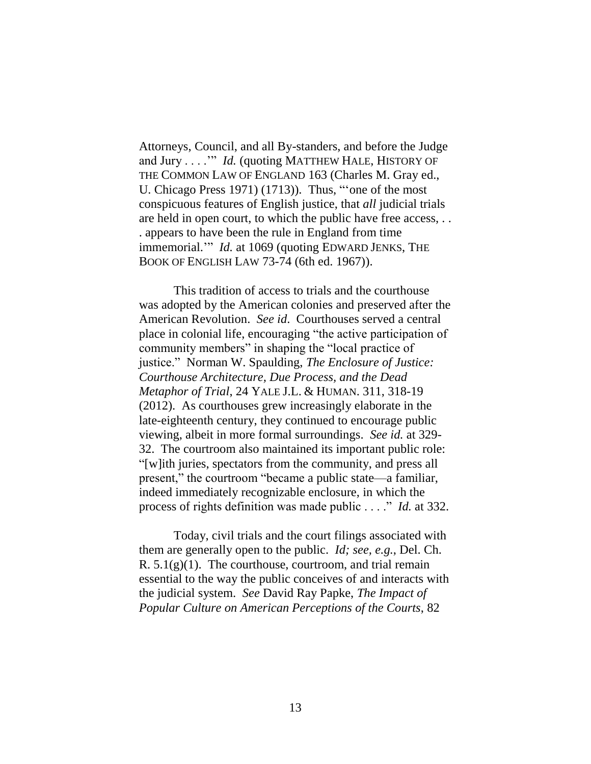Attorneys, Council, and all By-standers, and before the Judge and Jury . . . .'" *Id.* (quoting MATTHEW HALE, HISTORY OF THE COMMON LAW OF ENGLAND 163 (Charles M. Gray ed., U. Chicago Press 1971) (1713)). Thus, "'one of the most conspicuous features of English justice, that *all* judicial trials are held in open court, to which the public have free access, . . . appears to have been the rule in England from time immemorial.'" *Id.* at 1069 (quoting EDWARD JENKS, THE BOOK OF ENGLISH LAW 73-74 (6th ed. 1967)).

This tradition of access to trials and the courthouse was adopted by the American colonies and preserved after the American Revolution. *See id*. Courthouses served a central place in colonial life, encouraging "the active participation of community members" in shaping the "local practice of justice." Norman W. Spaulding, *The Enclosure of Justice: Courthouse Architecture, Due Process, and the Dead Metaphor of Trial*, 24 YALE J.L. & HUMAN. 311, 318-19 (2012). As courthouses grew increasingly elaborate in the late-eighteenth century, they continued to encourage public viewing, albeit in more formal surroundings. *See id.* at 329-32. The courtroom also maintained its important public role: "[w]ith juries, spectators from the community, and press all present," the courtroom "became a public state—a familiar, indeed immediately recognizable enclosure, in which the process of rights definition was made public . . . ." *Id.* at 332.

Today, civil trials and the court filings associated with them are generally open to the public. *Id; see, e.g.*, Del. Ch. R. 5.1(g)(1). The courthouse, courtroom, and trial remain essential to the way the public conceives of and interacts with the judicial system. *See* David Ray Papke, *The Impact of Popular Culture on American Perceptions of the Courts*, 82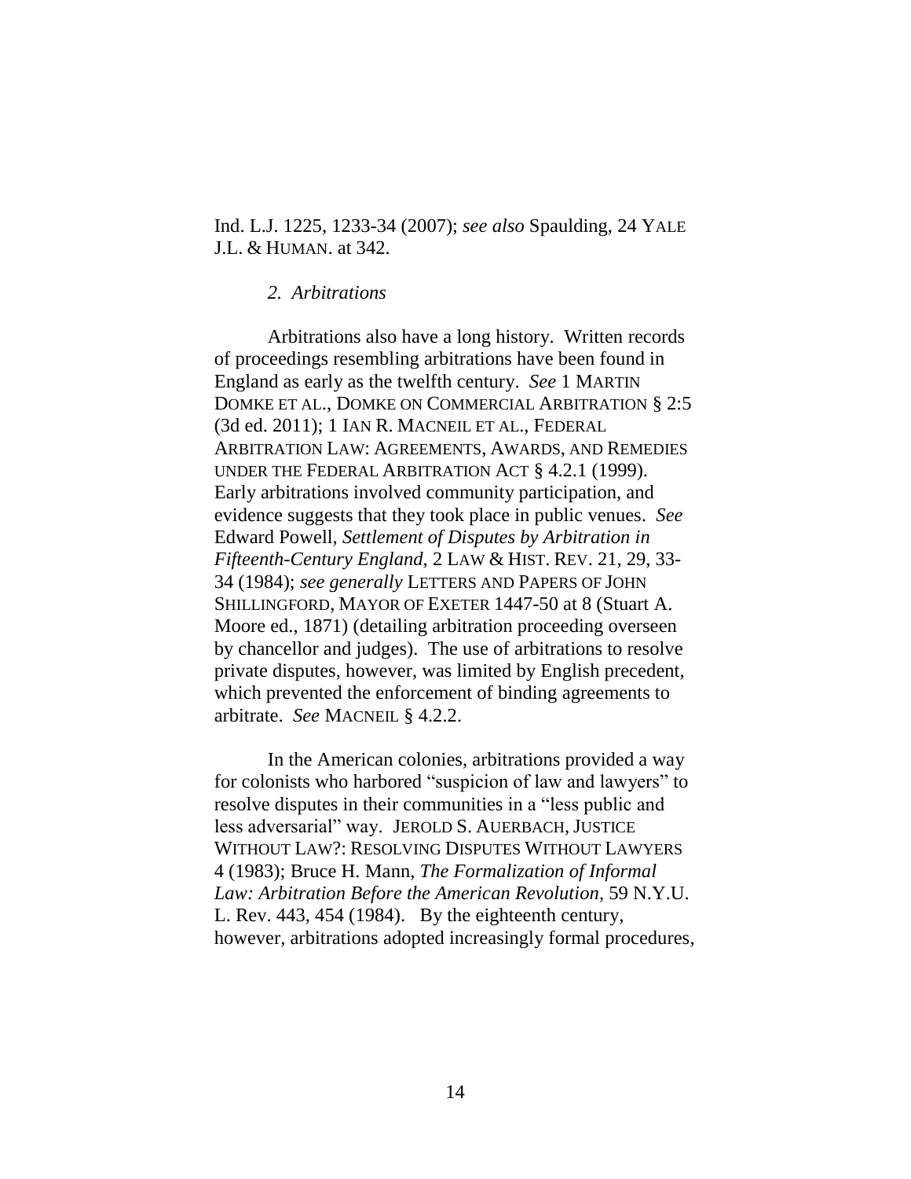Ind. L.J. 1225, 1233-34 (2007); *see also* Spaulding, 24 YALE J.L. & HUMAN. at 342.

### *2. Arbitrations*

Arbitrations also have a long history. Written records of proceedings resembling arbitrations have been found in England as early as the twelfth century. *See* 1 MARTIN DOMKE ET AL., DOMKE ON COMMERCIAL ARBITRATION § 2:5 (3d ed. 2011); 1 IAN R. MACNEIL ET AL., FEDERAL ARBITRATION LAW: AGREEMENTS, AWARDS, AND REMEDIES UNDER THE FEDERAL ARBITRATION ACT § 4.2.1 (1999). Early arbitrations involved community participation, and evidence suggests that they took place in public venues. *See* Edward Powell, *Settlement of Disputes by Arbitration in Fifteenth-Century England*, 2 LAW & HIST. REV. 21, 29, 33-34 (1984); *see generally* LETTERS AND PAPERS OF JOHN SHILLINGFORD, MAYOR OF EXETER 1447-50 at 8 (Stuart A. Moore ed., 1871) (detailing arbitration proceeding overseen by chancellor and judges). The use of arbitrations to resolve private disputes, however, was limited by English precedent, which prevented the enforcement of binding agreements to arbitrate. *See* MACNEIL § 4.2.2.

In the American colonies, arbitrations provided a way for colonists who harbored "suspicion of law and lawyers" to resolve disputes in their communities in a "less public and less adversarial" way. JEROLD S. AUERBACH, JUSTICE WITHOUT LAW?: RESOLVING DISPUTES WITHOUT LAWYERS 4 (1983); Bruce H. Mann, *The Formalization of Informal Law: Arbitration Before the American Revolution*, 59 N.Y.U. L. Rev. 443, 454 (1984). By the eighteenth century, however, arbitrations adopted increasingly formal procedures,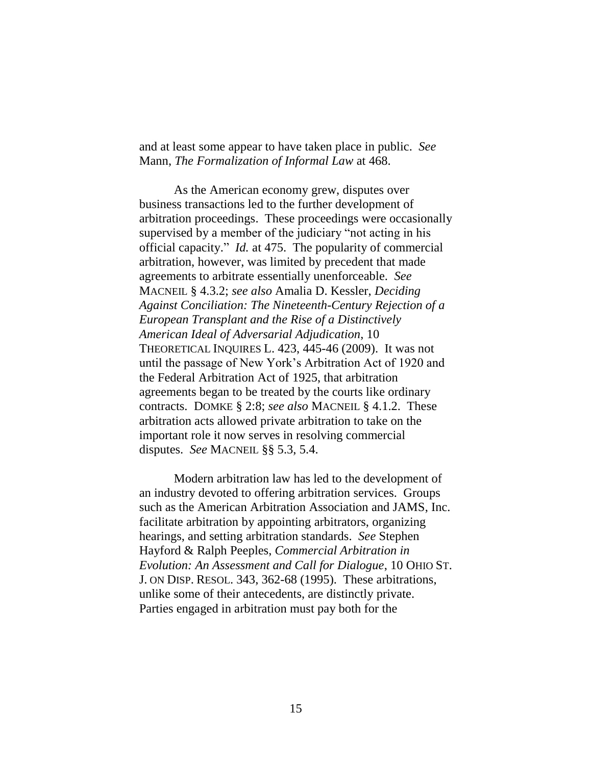and at least some appear to have taken place in public. *See* Mann, *The Formalization of Informal Law* at 468.

As the American economy grew, disputes over business transactions led to the further development of arbitration proceedings. These proceedings were occasionally supervised by a member of the judiciary "not acting in his official capacity." *Id.* at 475. The popularity of commercial arbitration, however, was limited by precedent that made agreements to arbitrate essentially unenforceable. *See* MACNEIL § 4.3.2; *see also* Amalia D. Kessler, *Deciding Against Conciliation: The Nineteenth-Century Rejection of a European Transplant and the Rise of a Distinctively American Ideal of Adversarial Adjudication*, 10 THEORETICAL INQUIRES L. 423, 445-46 (2009). It was not until the passage of New York's Arbitration Act of 1920 and the Federal Arbitration Act of 1925, that arbitration agreements began to be treated by the courts like ordinary contracts. DOMKE § 2:8; *see also* MACNEIL § 4.1.2. These arbitration acts allowed private arbitration to take on the important role it now serves in resolving commercial disputes. *See* MACNEIL §§ 5.3, 5.4.

Modern arbitration law has led to the development of an industry devoted to offering arbitration services. Groups such as the American Arbitration Association and JAMS, Inc. facilitate arbitration by appointing arbitrators, organizing hearings, and setting arbitration standards. *See* Stephen Hayford & Ralph Peeples, *Commercial Arbitration in Evolution: An Assessment and Call for Dialogue*, 10 OHIO ST. J. ON DISP. RESOL. 343, 362-68 (1995). These arbitrations, unlike some of their antecedents, are distinctly private. Parties engaged in arbitration must pay both for the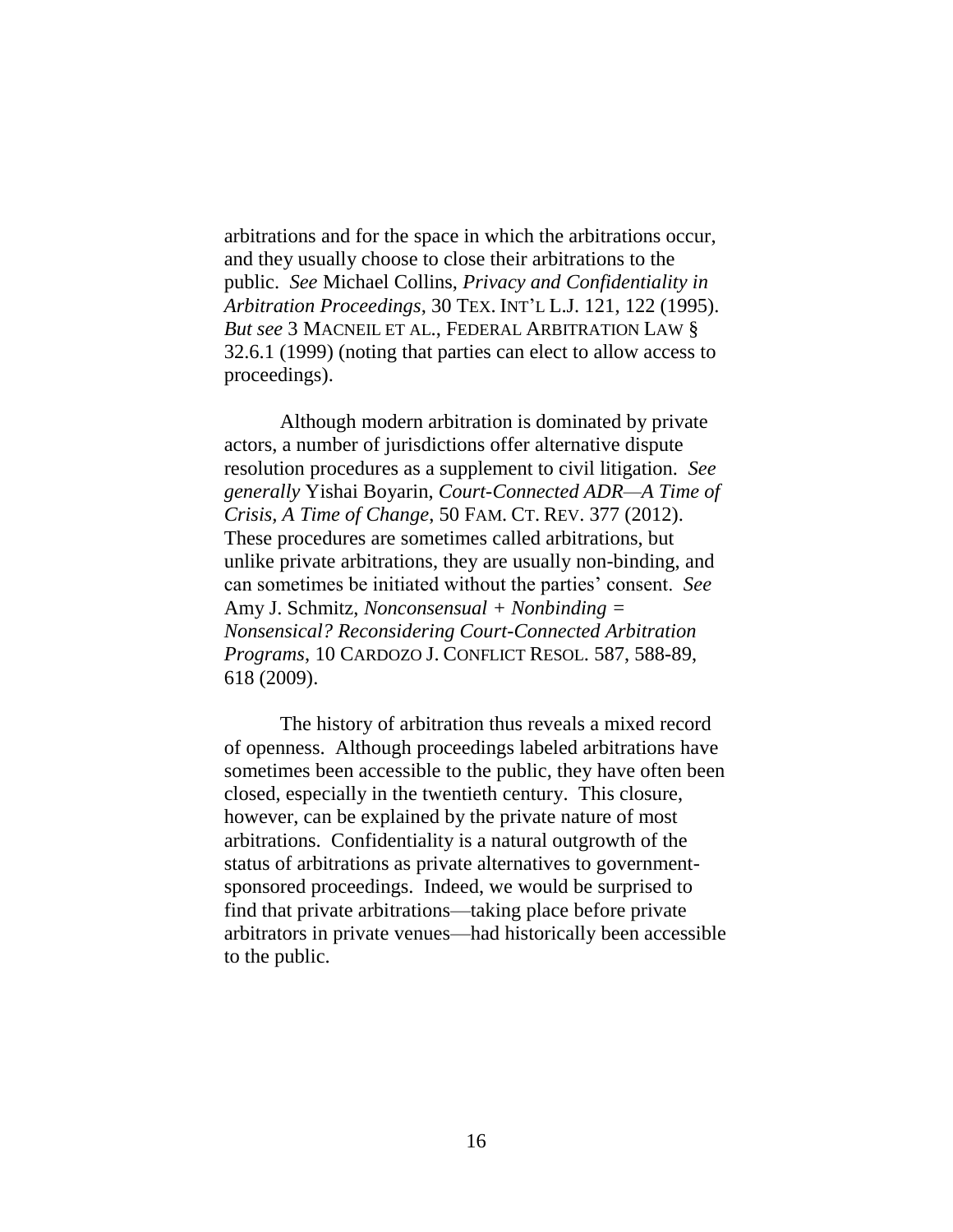arbitrations and for the space in which the arbitrations occur, and they usually choose to close their arbitrations to the public. *See* Michael Collins, *Privacy and Confidentiality in Arbitration Proceedings*, 30 TEX. INT'L L.J. 121, 122 (1995). *But see* 3 MACNEIL ET AL., FEDERAL ARBITRATION LAW § 32.6.1 (1999) (noting that parties can elect to allow access to proceedings).

Although modern arbitration is dominated by private actors, a number of jurisdictions offer alternative dispute resolution procedures as a supplement to civil litigation. *See generally* Yishai Boyarin, *Court-Connected ADR—A Time of Crisis, A Time of Change*, 50 FAM. CT. REV. 377 (2012). These procedures are sometimes called arbitrations, but unlike private arbitrations, they are usually non-binding, and can sometimes be initiated without the parties' consent. *See* Amy J. Schmitz, *Nonconsensual + Nonbinding = Nonsensical? Reconsidering Court-Connected Arbitration Programs*, 10 CARDOZO J. CONFLICT RESOL. 587, 588-89, 618 (2009).

The history of arbitration thus reveals a mixed record of openness. Although proceedings labeled arbitrations have sometimes been accessible to the public, they have often been closed, especially in the twentieth century. This closure, however, can be explained by the private nature of most arbitrations. Confidentiality is a natural outgrowth of the status of arbitrations as private alternatives to government-sponsored proceedings. Indeed, we would be surprised to find that private arbitrations—taking place before private arbitrators in private venues—had historically been accessible to the public.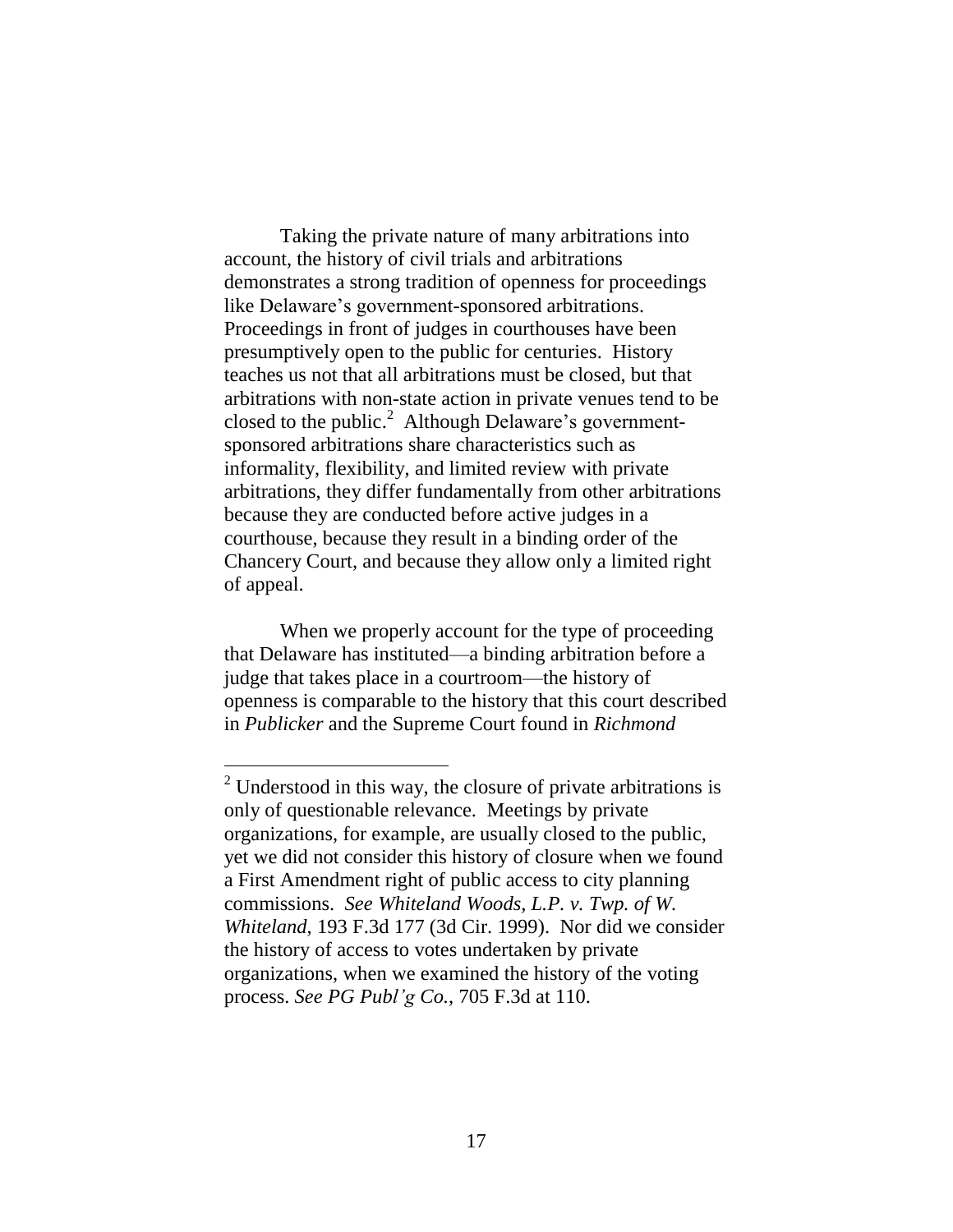Taking the private nature of many arbitrations into account, the history of civil trials and arbitrations demonstrates a strong tradition of openness for proceedings like Delaware's government-sponsored arbitrations. Proceedings in front of judges in courthouses have been presumptively open to the public for centuries. History teaches us not that all arbitrations must be closed, but that arbitrations with non-state action in private venues tend to be closed to the public.[2] Although Delaware's government-sponsored arbitrations share characteristics such as informality, flexibility, and limited review with private arbitrations, they differ fundamentally from other arbitrations because they are conducted before active judges in a courthouse, because they result in a binding order of the Chancery Court, and because they allow only a limited right of appeal.

When we properly account for the type of proceeding that Delaware has instituted—a binding arbitration before a judge that takes place in a courtroom—the history of openness is comparable to the history that this court described in *Publicker* and the Supreme Court found in *Richmond*

---

[2] Understood in this way, the closure of private arbitrations is only of questionable relevance. Meetings by private organizations, for example, are usually closed to the public, yet we did not consider this history of closure when we found a First Amendment right of public access to city planning commissions. *See Whiteland Woods, L.P. v. Twp. of W. Whiteland*, 193 F.3d 177 (3d Cir. 1999). Nor did we consider the history of access to votes undertaken by private organizations, when we examined the history of the voting process. *See PG Publ'g Co.*, 705 F.3d at 110.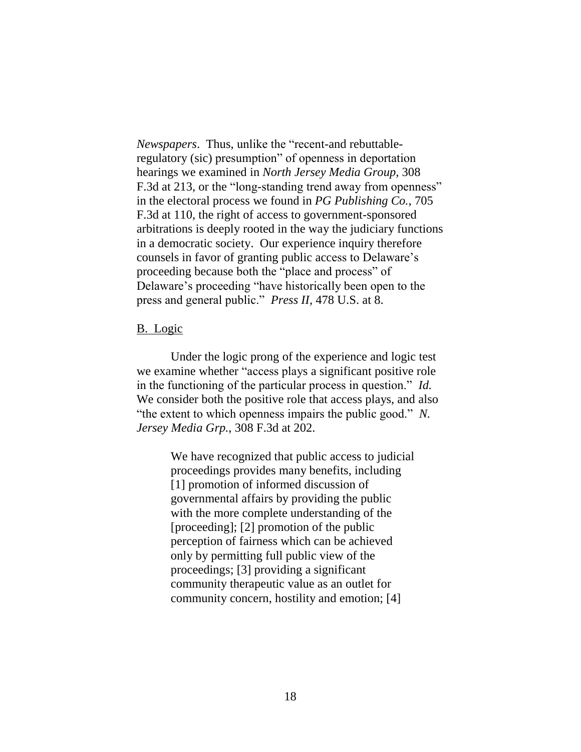*Newspapers*. Thus, unlike the "recent-and rebuttable-regulatory (sic) presumption" of openness in deportation hearings we examined in *North Jersey Media Group*, 308 F.3d at 213, or the "long-standing trend away from openness" in the electoral process we found in *PG Publishing Co.*, 705 F.3d at 110, the right of access to government-sponsored arbitrations is deeply rooted in the way the judiciary functions in a democratic society. Our experience inquiry therefore counsels in favor of granting public access to Delaware's proceeding because both the "place and process" of Delaware's proceeding "have historically been open to the press and general public." *Press II*, 478 U.S. at 8.

B. Logic

Under the logic prong of the experience and logic test we examine whether "access plays a significant positive role in the functioning of the particular process in question." *Id.* We consider both the positive role that access plays, and also "the extent to which openness impairs the public good." *N. Jersey Media Grp.*, 308 F.3d at 202.

> We have recognized that public access to judicial proceedings provides many benefits, including [1] promotion of informed discussion of governmental affairs by providing the public with the more complete understanding of the [proceeding]; [2] promotion of the public perception of fairness which can be achieved only by permitting full public view of the proceedings; [3] providing a significant community therapeutic value as an outlet for community concern, hostility and emotion; [4]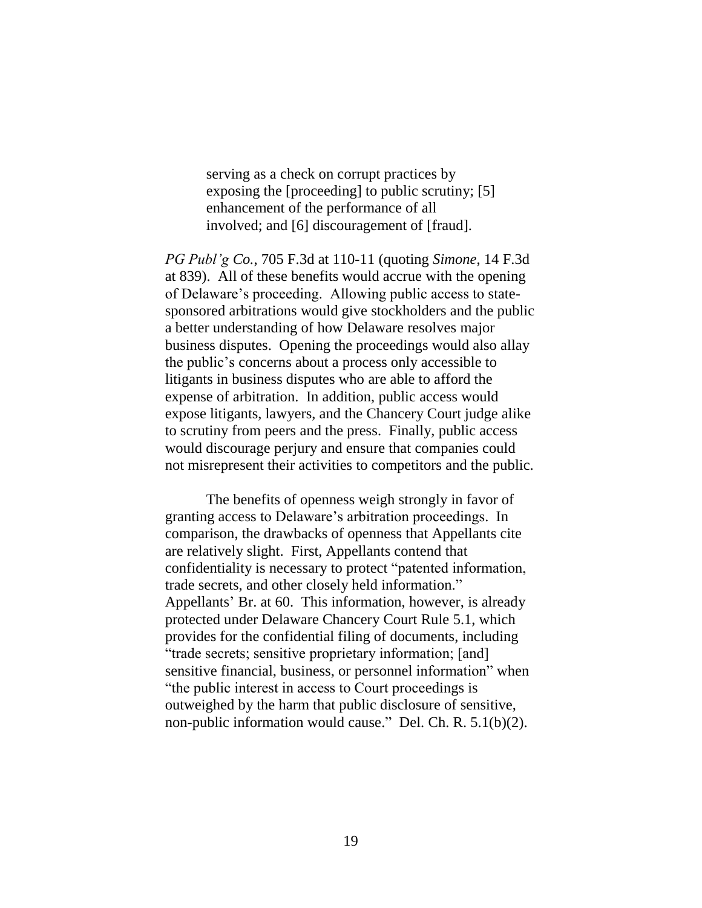> serving as a check on corrupt practices by exposing the [proceeding] to public scrutiny; [5] enhancement of the performance of all involved; and [6] discouragement of [fraud].

*PG Publ'g Co.*, 705 F.3d at 110-11 (quoting *Simone*, 14 F.3d at 839). All of these benefits would accrue with the opening of Delaware's proceeding. Allowing public access to state-sponsored arbitrations would give stockholders and the public a better understanding of how Delaware resolves major business disputes. Opening the proceedings would also allay the public's concerns about a process only accessible to litigants in business disputes who are able to afford the expense of arbitration. In addition, public access would expose litigants, lawyers, and the Chancery Court judge alike to scrutiny from peers and the press. Finally, public access would discourage perjury and ensure that companies could not misrepresent their activities to competitors and the public.

The benefits of openness weigh strongly in favor of granting access to Delaware's arbitration proceedings. In comparison, the drawbacks of openness that Appellants cite are relatively slight. First, Appellants contend that confidentiality is necessary to protect "patented information, trade secrets, and other closely held information." Appellants' Br. at 60. This information, however, is already protected under Delaware Chancery Court Rule 5.1, which provides for the confidential filing of documents, including "trade secrets; sensitive proprietary information; [and] sensitive financial, business, or personnel information" when "the public interest in access to Court proceedings is outweighed by the harm that public disclosure of sensitive, non-public information would cause." Del. Ch. R. 5.1(b)(2).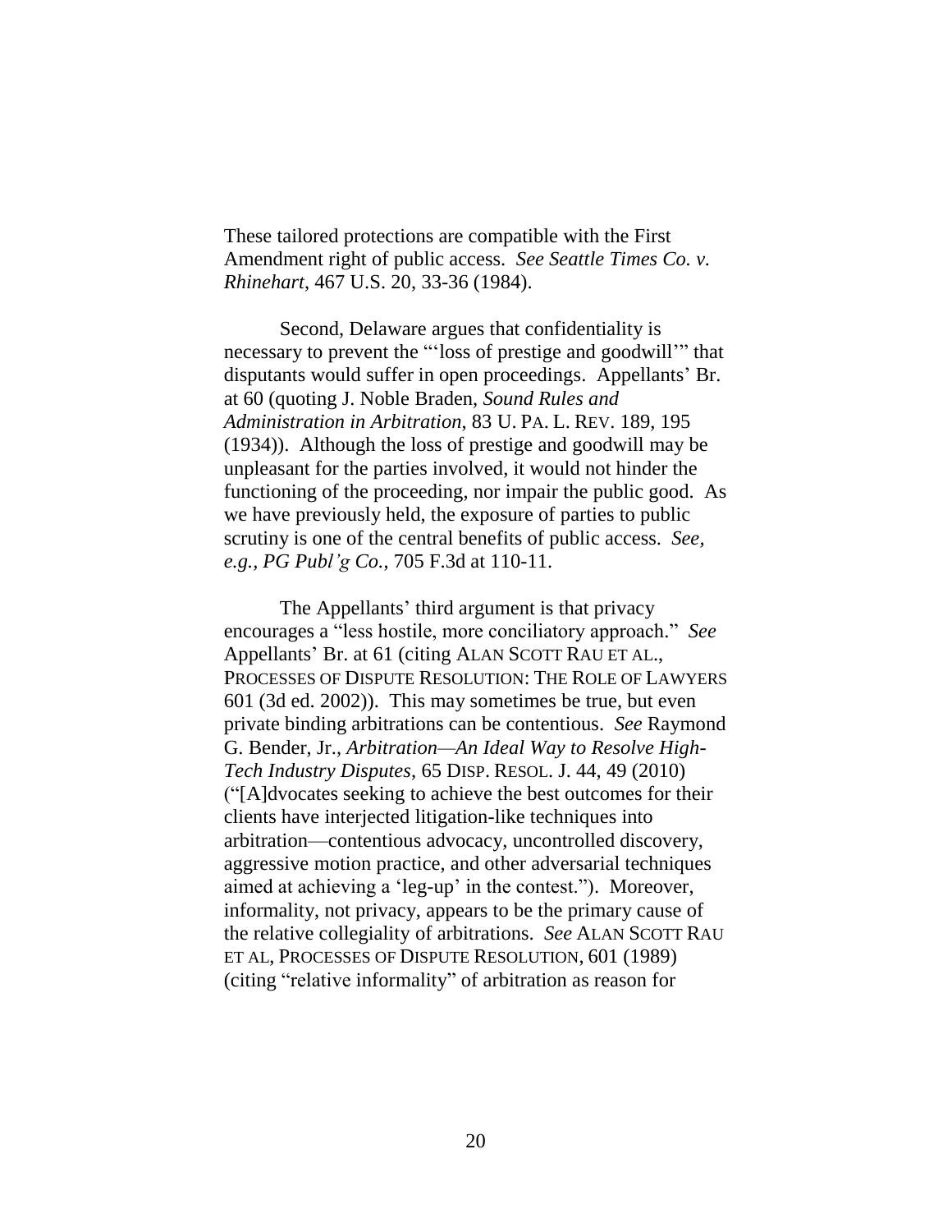These tailored protections are compatible with the First Amendment right of public access. *See Seattle Times Co. v. Rhinehart*, 467 U.S. 20, 33-36 (1984).

Second, Delaware argues that confidentiality is necessary to prevent the "'loss of prestige and goodwill'" that disputants would suffer in open proceedings. Appellants' Br. at 60 (quoting J. Noble Braden, *Sound Rules and Administration in Arbitration*, 83 U. PA. L. REV. 189, 195 (1934)). Although the loss of prestige and goodwill may be unpleasant for the parties involved, it would not hinder the functioning of the proceeding, nor impair the public good. As we have previously held, the exposure of parties to public scrutiny is one of the central benefits of public access. *See, e.g.*, *PG Publ'g Co.*, 705 F.3d at 110-11.

The Appellants' third argument is that privacy encourages a "less hostile, more conciliatory approach." *See* Appellants' Br. at 61 (citing ALAN SCOTT RAU ET AL., PROCESSES OF DISPUTE RESOLUTION: THE ROLE OF LAWYERS 601 (3d ed. 2002)). This may sometimes be true, but even private binding arbitrations can be contentious. *See* Raymond G. Bender, Jr., *Arbitration—An Ideal Way to Resolve High-Tech Industry Disputes*, 65 DISP. RESOL. J. 44, 49 (2010) ("[A]dvocates seeking to achieve the best outcomes for their clients have interjected litigation-like techniques into arbitration—contentious advocacy, uncontrolled discovery, aggressive motion practice, and other adversarial techniques aimed at achieving a 'leg-up' in the contest."). Moreover, informality, not privacy, appears to be the primary cause of the relative collegiality of arbitrations. *See* ALAN SCOTT RAU ET AL, PROCESSES OF DISPUTE RESOLUTION, 601 (1989) (citing "relative informality" of arbitration as reason for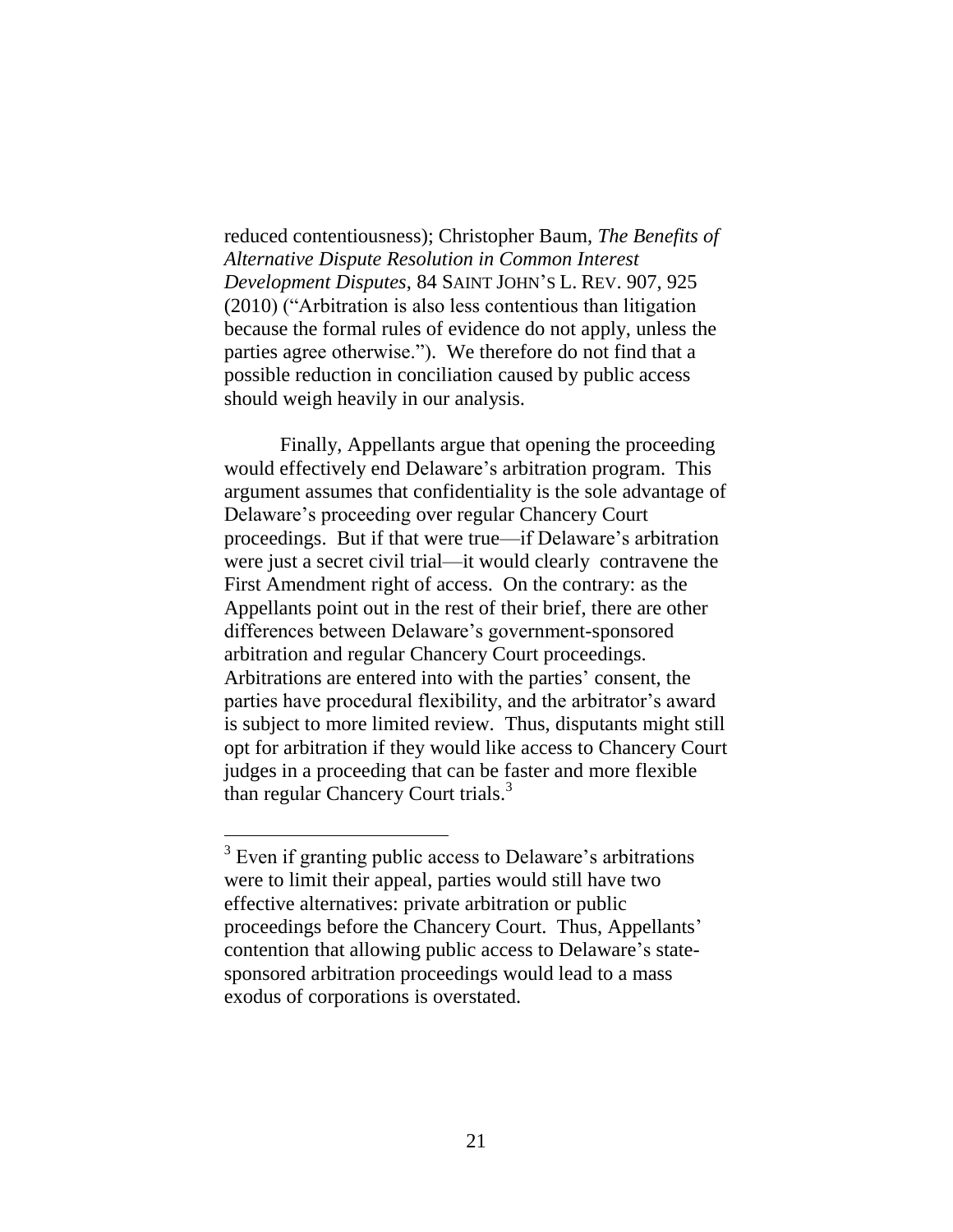reduced contentiousness); Christopher Baum, *The Benefits of Alternative Dispute Resolution in Common Interest Development Disputes*, 84 SAINT JOHN'S L. REV. 907, 925 (2010) ("Arbitration is also less contentious than litigation because the formal rules of evidence do not apply, unless the parties agree otherwise."). We therefore do not find that a possible reduction in conciliation caused by public access should weigh heavily in our analysis.

Finally, Appellants argue that opening the proceeding would effectively end Delaware's arbitration program. This argument assumes that confidentiality is the sole advantage of Delaware's proceeding over regular Chancery Court proceedings. But if that were true—if Delaware's arbitration were just a secret civil trial—it would clearly contravene the First Amendment right of access. On the contrary: as the Appellants point out in the rest of their brief, there are other differences between Delaware's government-sponsored arbitration and regular Chancery Court proceedings. Arbitrations are entered into with the parties' consent, the parties have procedural flexibility, and the arbitrator's award is subject to more limited review. Thus, disputants might still opt for arbitration if they would like access to Chancery Court judges in a proceeding that can be faster and more flexible than regular Chancery Court trials.[3]

---

[3] Even if granting public access to Delaware's arbitrations were to limit their appeal, parties would still have two effective alternatives: private arbitration or public proceedings before the Chancery Court. Thus, Appellants' contention that allowing public access to Delaware's state-sponsored arbitration proceedings would lead to a mass exodus of corporations is overstated.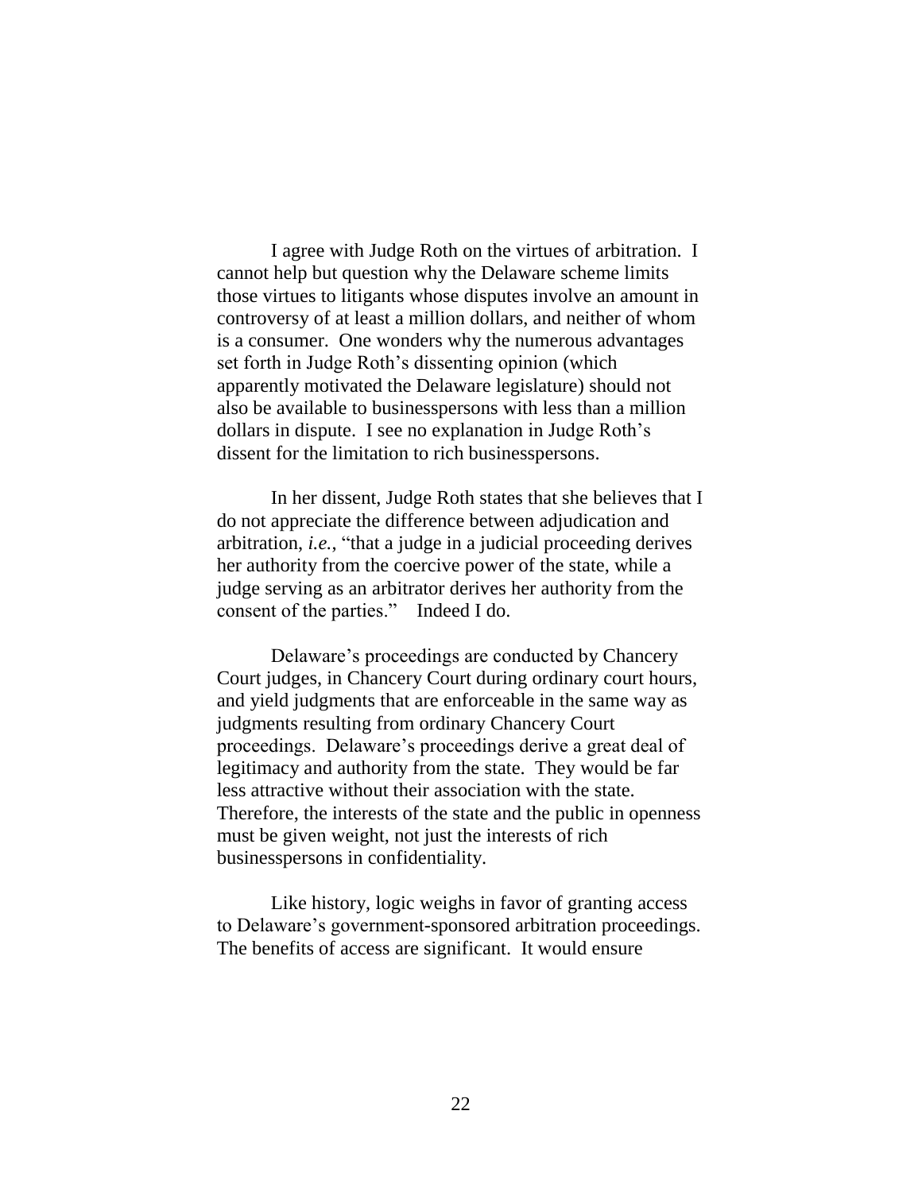I agree with Judge Roth on the virtues of arbitration. I cannot help but question why the Delaware scheme limits those virtues to litigants whose disputes involve an amount in controversy of at least a million dollars, and neither of whom is a consumer. One wonders why the numerous advantages set forth in Judge Roth's dissenting opinion (which apparently motivated the Delaware legislature) should not also be available to businesspersons with less than a million dollars in dispute. I see no explanation in Judge Roth's dissent for the limitation to rich businesspersons.

In her dissent, Judge Roth states that she believes that I do not appreciate the difference between adjudication and arbitration, *i.e.*, "that a judge in a judicial proceeding derives her authority from the coercive power of the state, while a judge serving as an arbitrator derives her authority from the consent of the parties." Indeed I do.

Delaware's proceedings are conducted by Chancery Court judges, in Chancery Court during ordinary court hours, and yield judgments that are enforceable in the same way as judgments resulting from ordinary Chancery Court proceedings. Delaware's proceedings derive a great deal of legitimacy and authority from the state. They would be far less attractive without their association with the state. Therefore, the interests of the state and the public in openness must be given weight, not just the interests of rich businesspersons in confidentiality.

Like history, logic weighs in favor of granting access to Delaware's government-sponsored arbitration proceedings. The benefits of access are significant. It would ensure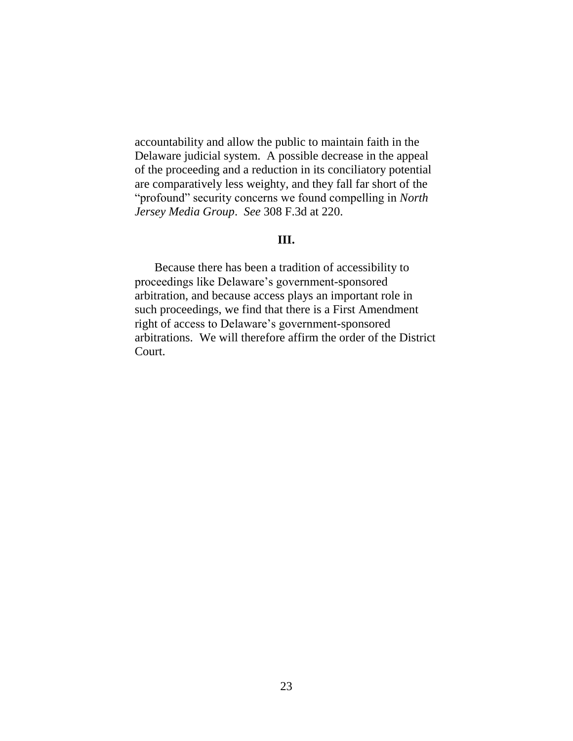accountability and allow the public to maintain faith in the Delaware judicial system. A possible decrease in the appeal of the proceeding and a reduction in its conciliatory potential are comparatively less weighty, and they fall far short of the "profound" security concerns we found compelling in *North Jersey Media Group*. *See* 308 F.3d at 220.

**III.**

Because there has been a tradition of accessibility to proceedings like Delaware's government-sponsored arbitration, and because access plays an important role in such proceedings, we find that there is a First Amendment right of access to Delaware's government-sponsored arbitrations. We will therefore affirm the order of the District Court.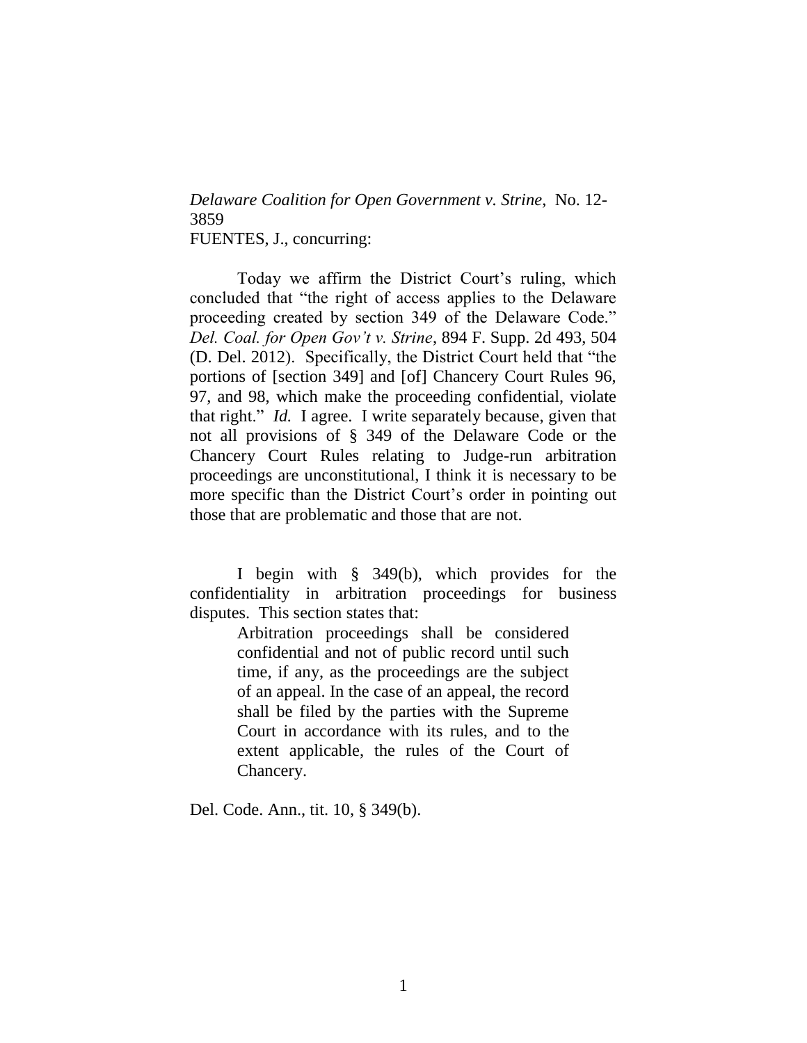*Delaware Coalition for Open Government v. Strine*, No. 12-3859
FUENTES, J., concurring:

Today we affirm the District Court's ruling, which concluded that "the right of access applies to the Delaware proceeding created by section 349 of the Delaware Code." *Del. Coal. for Open Gov't v. Strine*, 894 F. Supp. 2d 493, 504 (D. Del. 2012). Specifically, the District Court held that "the portions of [section 349] and [of] Chancery Court Rules 96, 97, and 98, which make the proceeding confidential, violate that right." *Id.* I agree. I write separately because, given that not all provisions of § 349 of the Delaware Code or the Chancery Court Rules relating to Judge-run arbitration proceedings are unconstitutional, I think it is necessary to be more specific than the District Court's order in pointing out those that are problematic and those that are not.

I begin with § 349(b), which provides for the confidentiality in arbitration proceedings for business disputes. This section states that:

> Arbitration proceedings shall be considered confidential and not of public record until such time, if any, as the proceedings are the subject of an appeal. In the case of an appeal, the record shall be filed by the parties with the Supreme Court in accordance with its rules, and to the extent applicable, the rules of the Court of Chancery.

Del. Code. Ann., tit. 10, § 349(b).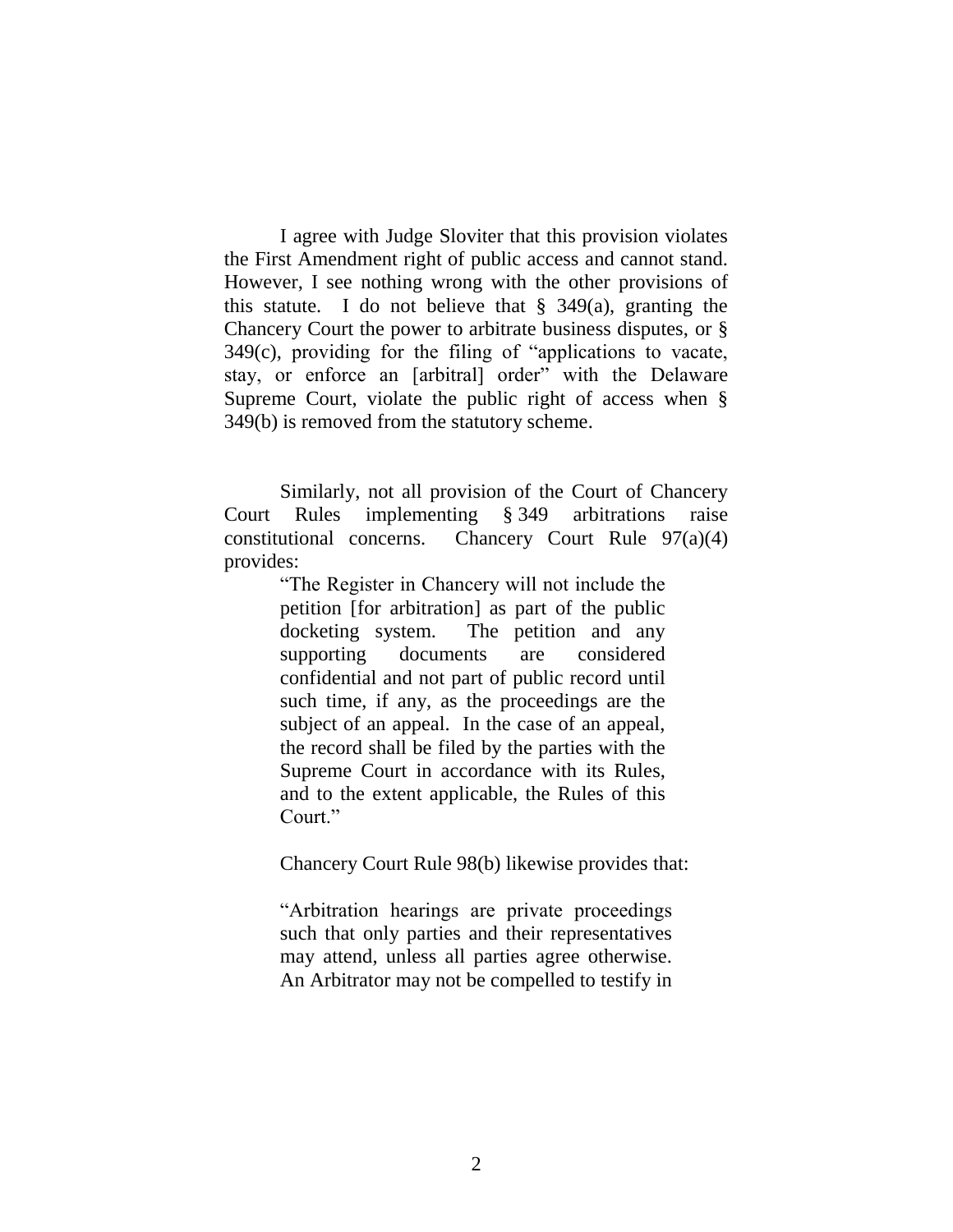I agree with Judge Sloviter that this provision violates the First Amendment right of public access and cannot stand. However, I see nothing wrong with the other provisions of this statute. I do not believe that § 349(a), granting the Chancery Court the power to arbitrate business disputes, or § 349(c), providing for the filing of "applications to vacate, stay, or enforce an [arbitral] order" with the Delaware Supreme Court, violate the public right of access when § 349(b) is removed from the statutory scheme.

Similarly, not all provision of the Court of Chancery Court Rules implementing § 349 arbitrations raise constitutional concerns. Chancery Court Rule 97(a)(4) provides:

> "The Register in Chancery will not include the petition [for arbitration] as part of the public docketing system. The petition and any supporting documents are considered confidential and not part of public record until such time, if any, as the proceedings are the subject of an appeal. In the case of an appeal, the record shall be filed by the parties with the Supreme Court in accordance with its Rules, and to the extent applicable, the Rules of this Court."

Chancery Court Rule 98(b) likewise provides that:

> "Arbitration hearings are private proceedings such that only parties and their representatives may attend, unless all parties agree otherwise. An Arbitrator may not be compelled to testify in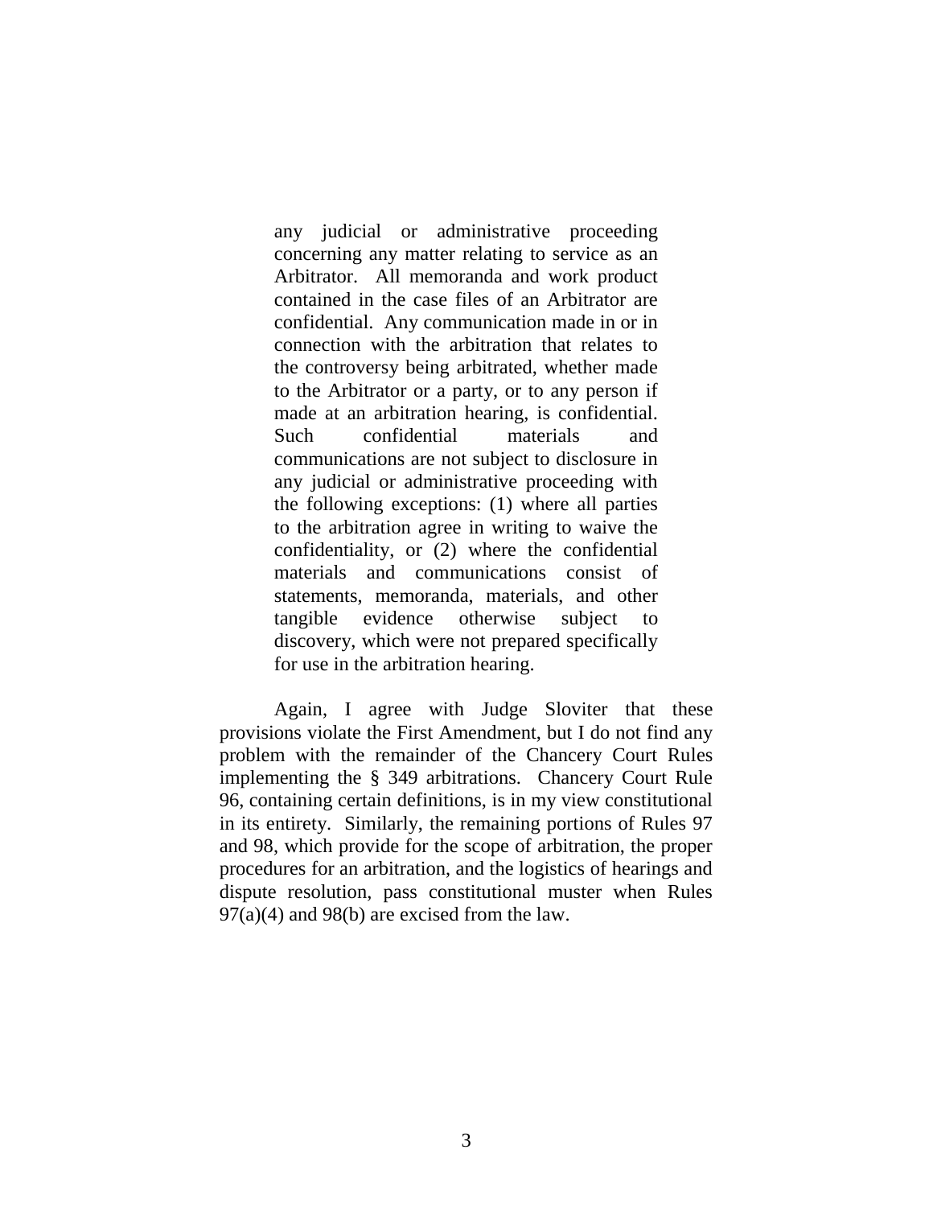> any judicial or administrative proceeding concerning any matter relating to service as an Arbitrator. All memoranda and work product contained in the case files of an Arbitrator are confidential. Any communication made in or in connection with the arbitration that relates to the controversy being arbitrated, whether made to the Arbitrator or a party, or to any person if made at an arbitration hearing, is confidential. Such confidential materials and communications are not subject to disclosure in any judicial or administrative proceeding with the following exceptions: (1) where all parties to the arbitration agree in writing to waive the confidentiality, or (2) where the confidential materials and communications consist of statements, memoranda, materials, and other tangible evidence otherwise subject to discovery, which were not prepared specifically for use in the arbitration hearing.

Again, I agree with Judge Sloviter that these provisions violate the First Amendment, but I do not find any problem with the remainder of the Chancery Court Rules implementing the § 349 arbitrations. Chancery Court Rule 96, containing certain definitions, is in my view constitutional in its entirety. Similarly, the remaining portions of Rules 97 and 98, which provide for the scope of arbitration, the proper procedures for an arbitration, and the logistics of hearings and dispute resolution, pass constitutional muster when Rules 97(a)(4) and 98(b) are excised from the law.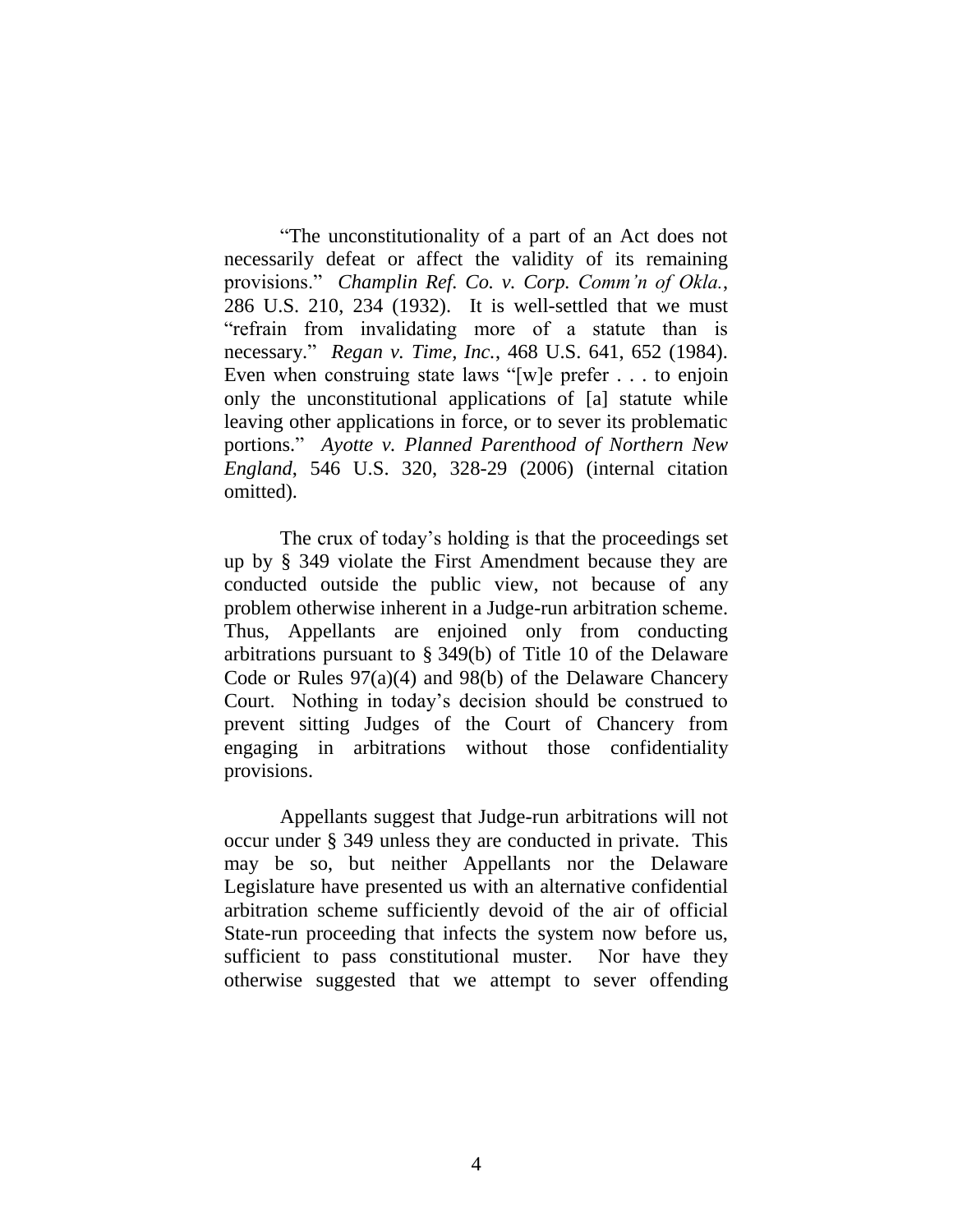"The unconstitutionality of a part of an Act does not necessarily defeat or affect the validity of its remaining provisions." *Champlin Ref. Co. v. Corp. Comm'n of Okla.*, 286 U.S. 210, 234 (1932). It is well-settled that we must "refrain from invalidating more of a statute than is necessary." *Regan v. Time, Inc.*, 468 U.S. 641, 652 (1984). Even when construing state laws "[w]e prefer . . . to enjoin only the unconstitutional applications of [a] statute while leaving other applications in force, or to sever its problematic portions." *Ayotte v. Planned Parenthood of Northern New England*, 546 U.S. 320, 328-29 (2006) (internal citation omitted).

The crux of today's holding is that the proceedings set up by § 349 violate the First Amendment because they are conducted outside the public view, not because of any problem otherwise inherent in a Judge-run arbitration scheme. Thus, Appellants are enjoined only from conducting arbitrations pursuant to § 349(b) of Title 10 of the Delaware Code or Rules 97(a)(4) and 98(b) of the Delaware Chancery Court. Nothing in today's decision should be construed to prevent sitting Judges of the Court of Chancery from engaging in arbitrations without those confidentiality provisions.

Appellants suggest that Judge-run arbitrations will not occur under § 349 unless they are conducted in private. This may be so, but neither Appellants nor the Delaware Legislature have presented us with an alternative confidential arbitration scheme sufficiently devoid of the air of official State-run proceeding that infects the system now before us, sufficient to pass constitutional muster. Nor have they otherwise suggested that we attempt to sever offending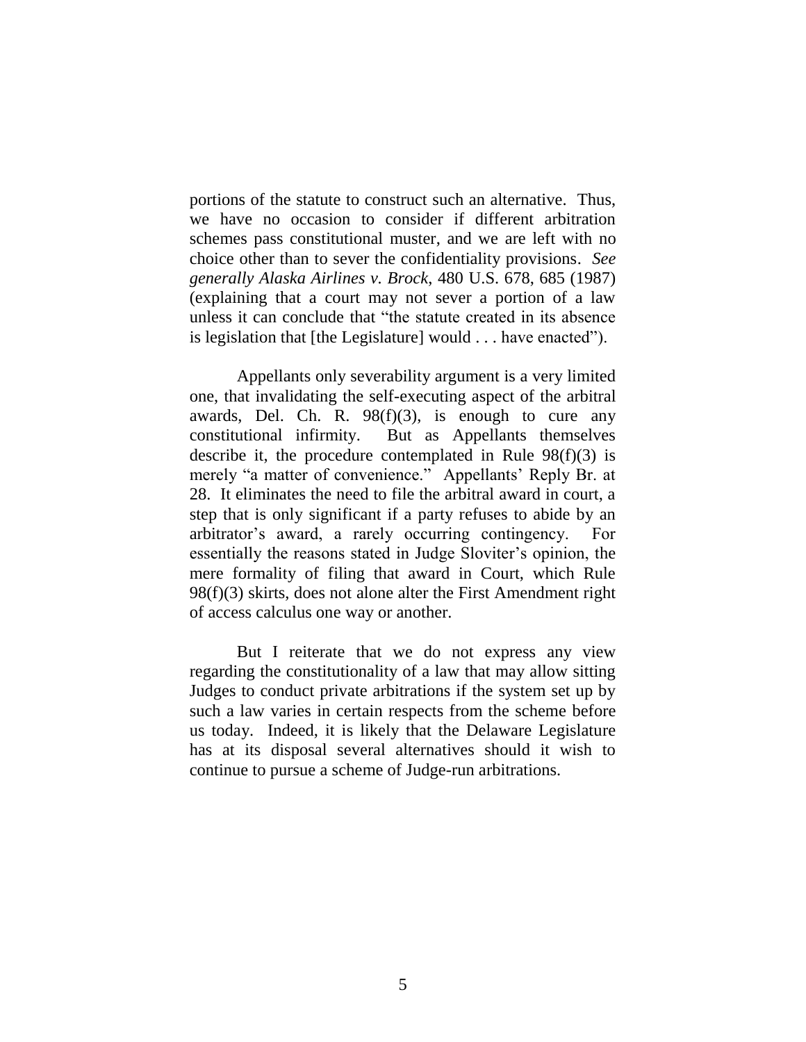portions of the statute to construct such an alternative. Thus, we have no occasion to consider if different arbitration schemes pass constitutional muster, and we are left with no choice other than to sever the confidentiality provisions. *See generally Alaska Airlines v. Brock*, 480 U.S. 678, 685 (1987) (explaining that a court may not sever a portion of a law unless it can conclude that "the statute created in its absence is legislation that [the Legislature] would . . . have enacted").

Appellants only severability argument is a very limited one, that invalidating the self-executing aspect of the arbitral awards, Del. Ch. R. 98(f)(3), is enough to cure any constitutional infirmity. But as Appellants themselves describe it, the procedure contemplated in Rule 98(f)(3) is merely "a matter of convenience." Appellants' Reply Br. at 28. It eliminates the need to file the arbitral award in court, a step that is only significant if a party refuses to abide by an arbitrator's award, a rarely occurring contingency. For essentially the reasons stated in Judge Sloviter's opinion, the mere formality of filing that award in Court, which Rule 98(f)(3) skirts, does not alone alter the First Amendment right of access calculus one way or another.

But I reiterate that we do not express any view regarding the constitutionality of a law that may allow sitting Judges to conduct private arbitrations if the system set up by such a law varies in certain respects from the scheme before us today. Indeed, it is likely that the Delaware Legislature has at its disposal several alternatives should it wish to continue to pursue a scheme of Judge-run arbitrations.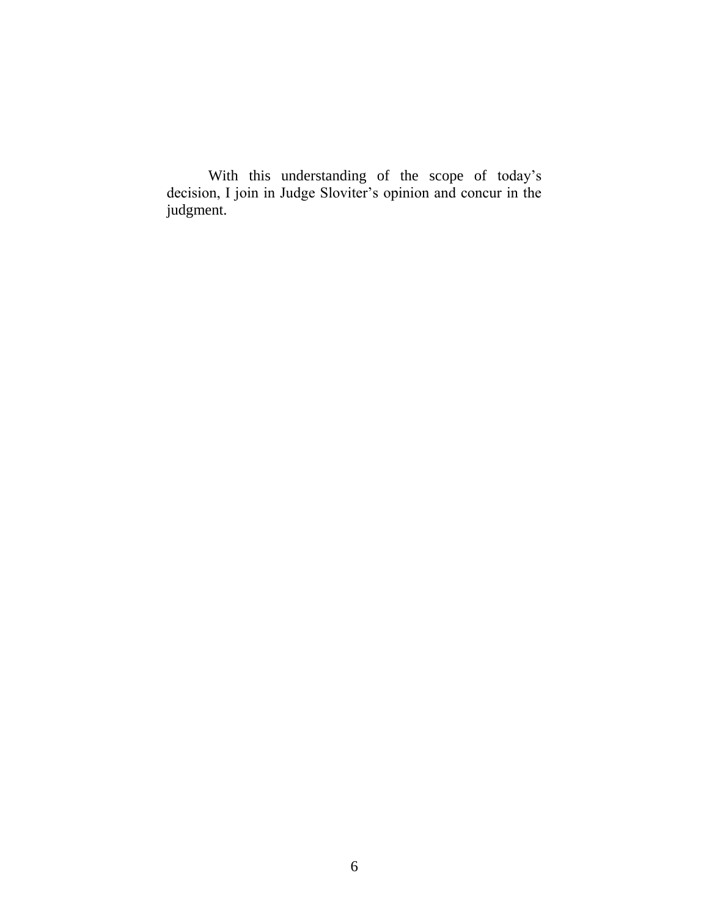With this understanding of the scope of today's decision, I join in Judge Sloviter's opinion and concur in the judgment.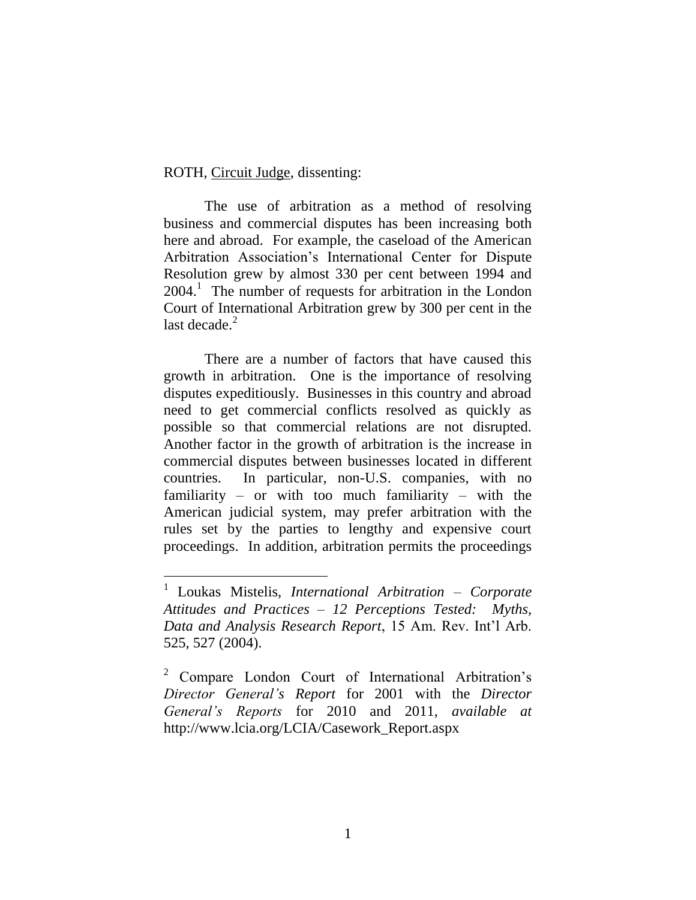ROTH, Circuit Judge, dissenting:

The use of arbitration as a method of resolving business and commercial disputes has been increasing both here and abroad. For example, the caseload of the American Arbitration Association's International Center for Dispute Resolution grew by almost 330 per cent between 1994 and 2004.[1] The number of requests for arbitration in the London Court of International Arbitration grew by 300 per cent in the last decade.[2]

There are a number of factors that have caused this growth in arbitration. One is the importance of resolving disputes expeditiously. Businesses in this country and abroad need to get commercial conflicts resolved as quickly as possible so that commercial relations are not disrupted. Another factor in the growth of arbitration is the increase in commercial disputes between businesses located in different countries. In particular, non-U.S. companies, with no familiarity – or with too much familiarity – with the American judicial system, may prefer arbitration with the rules set by the parties to lengthy and expensive court proceedings. In addition, arbitration permits the proceedings

---

[1] Loukas Mistelis, *International Arbitration – Corporate Attitudes and Practices – 12 Perceptions Tested: Myths, Data and Analysis Research Report*, 15 Am. Rev. Int'l Arb. 525, 527 (2004).

[2] Compare London Court of International Arbitration's *Director General's Report* for 2001 with the *Director General's Reports* for 2010 and 2011, *available at* http://www.lcia.org/LCIA/Casework_Report.aspx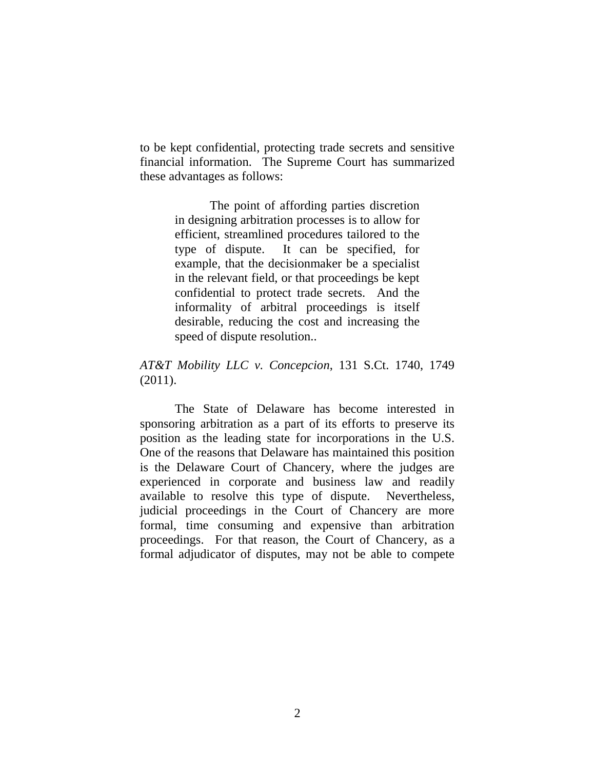to be kept confidential, protecting trade secrets and sensitive financial information. The Supreme Court has summarized these advantages as follows:

> The point of affording parties discretion in designing arbitration processes is to allow for efficient, streamlined procedures tailored to the type of dispute. It can be specified, for example, that the decisionmaker be a specialist in the relevant field, or that proceedings be kept confidential to protect trade secrets. And the informality of arbitral proceedings is itself desirable, reducing the cost and increasing the speed of dispute resolution..

*AT&T Mobility LLC v. Concepcion*, 131 S.Ct. 1740, 1749 (2011).

The State of Delaware has become interested in sponsoring arbitration as a part of its efforts to preserve its position as the leading state for incorporations in the U.S. One of the reasons that Delaware has maintained this position is the Delaware Court of Chancery, where the judges are experienced in corporate and business law and readily available to resolve this type of dispute. Nevertheless, judicial proceedings in the Court of Chancery are more formal, time consuming and expensive than arbitration proceedings. For that reason, the Court of Chancery, as a formal adjudicator of disputes, may not be able to compete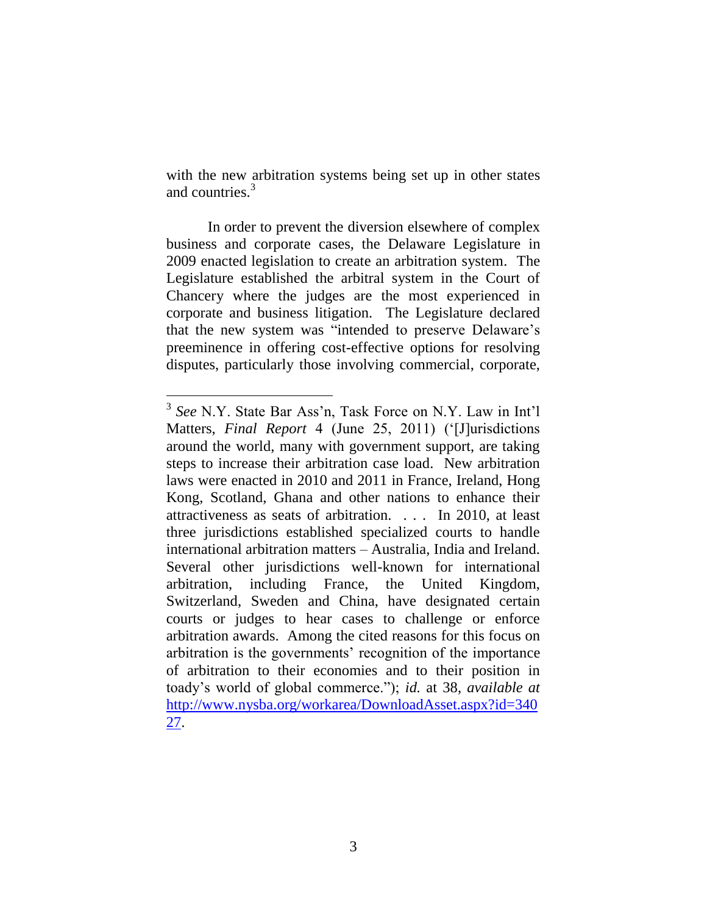with the new arbitration systems being set up in other states and countries.[3]

In order to prevent the diversion elsewhere of complex business and corporate cases, the Delaware Legislature in 2009 enacted legislation to create an arbitration system. The Legislature established the arbitral system in the Court of Chancery where the judges are the most experienced in corporate and business litigation. The Legislature declared that the new system was "intended to preserve Delaware's preeminence in offering cost-effective options for resolving disputes, particularly those involving commercial, corporate,

---

[3] *See* N.Y. State Bar Ass'n, Task Force on N.Y. Law in Int'l Matters, *Final Report* 4 (June 25, 2011) ('[J]urisdictions around the world, many with government support, are taking steps to increase their arbitration case load. New arbitration laws were enacted in 2010 and 2011 in France, Ireland, Hong Kong, Scotland, Ghana and other nations to enhance their attractiveness as seats of arbitration. . . . In 2010, at least three jurisdictions established specialized courts to handle international arbitration matters – Australia, India and Ireland. Several other jurisdictions well-known for international arbitration, including France, the United Kingdom, Switzerland, Sweden and China, have designated certain courts or judges to hear cases to challenge or enforce arbitration awards. Among the cited reasons for this focus on arbitration is the governments' recognition of the importance of arbitration to their economies and to their position in toady's world of global commerce."); *id.* at 38, *available at* http://www.nysba.org/workarea/DownloadAsset.aspx?id=34027.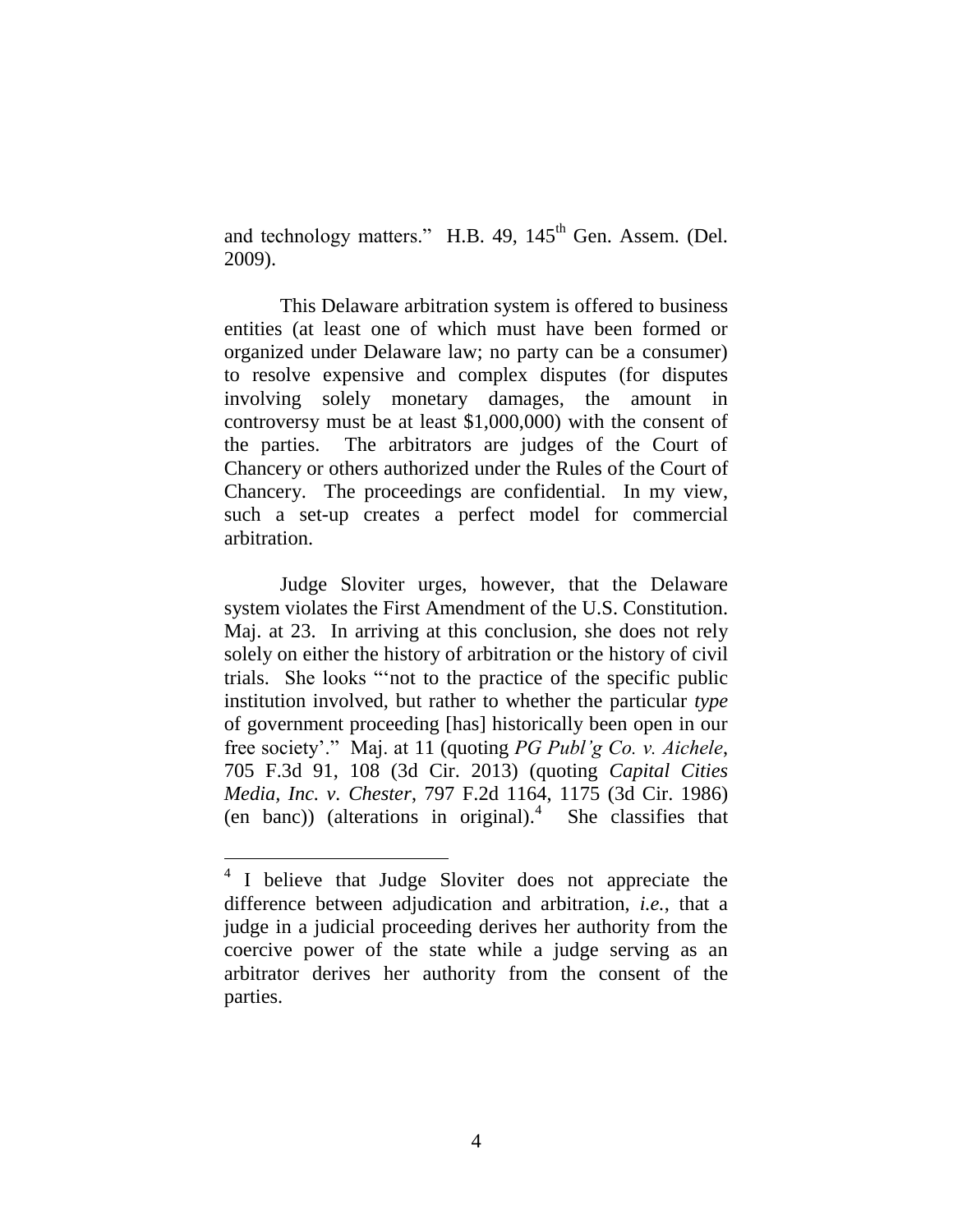and technology matters." H.B. 49, 145th Gen. Assem. (Del. 2009).

This Delaware arbitration system is offered to business entities (at least one of which must have been formed or organized under Delaware law; no party can be a consumer) to resolve expensive and complex disputes (for disputes involving solely monetary damages, the amount in controversy must be at least $1,000,000) with the consent of the parties. The arbitrators are judges of the Court of Chancery or others authorized under the Rules of the Court of Chancery. The proceedings are confidential. In my view, such a set-up creates a perfect model for commercial arbitration.

Judge Sloviter urges, however, that the Delaware system violates the First Amendment of the U.S. Constitution. Maj. at 23. In arriving at this conclusion, she does not rely solely on either the history of arbitration or the history of civil trials. She looks "'not to the practice of the specific public institution involved, but rather to whether the particular *type* of government proceeding [has] historically been open in our free society'." Maj. at 11 (quoting *PG Publ'g Co. v. Aichele*, 705 F.3d 91, 108 (3d Cir. 2013) (quoting *Capital Cities Media, Inc. v. Chester*, 797 F.2d 1164, 1175 (3d Cir. 1986) (en banc)) (alterations in original).[4] She classifies that

---

[4] I believe that Judge Sloviter does not appreciate the difference between adjudication and arbitration, *i.e.*, that a judge in a judicial proceeding derives her authority from the coercive power of the state while a judge serving as an arbitrator derives her authority from the consent of the parties.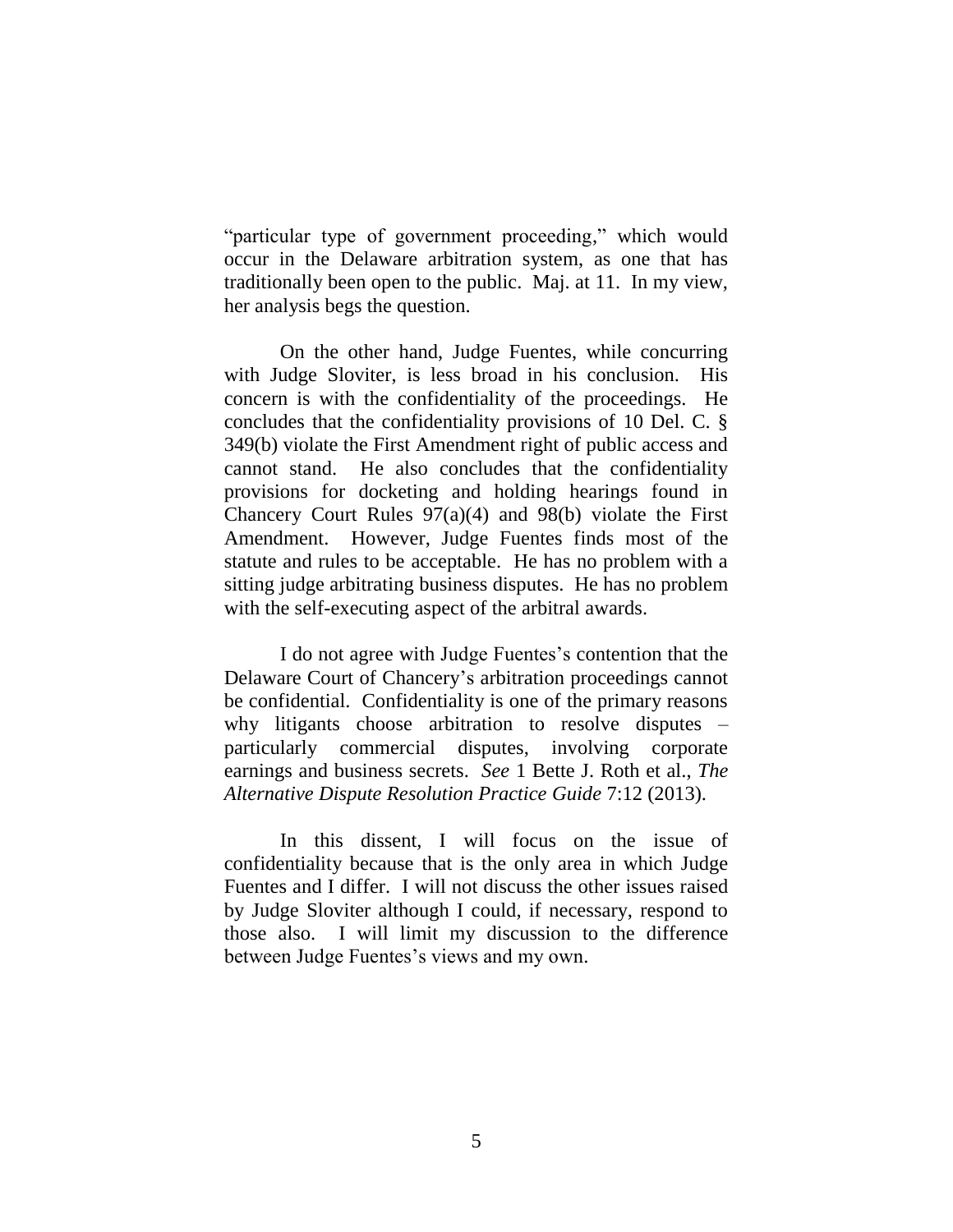"particular type of government proceeding," which would occur in the Delaware arbitration system, as one that has traditionally been open to the public. Maj. at 11. In my view, her analysis begs the question.

On the other hand, Judge Fuentes, while concurring with Judge Sloviter, is less broad in his conclusion. His concern is with the confidentiality of the proceedings. He concludes that the confidentiality provisions of 10 Del. C. § 349(b) violate the First Amendment right of public access and cannot stand. He also concludes that the confidentiality provisions for docketing and holding hearings found in Chancery Court Rules 97(a)(4) and 98(b) violate the First Amendment. However, Judge Fuentes finds most of the statute and rules to be acceptable. He has no problem with a sitting judge arbitrating business disputes. He has no problem with the self-executing aspect of the arbitral awards.

I do not agree with Judge Fuentes's contention that the Delaware Court of Chancery's arbitration proceedings cannot be confidential. Confidentiality is one of the primary reasons why litigants choose arbitration to resolve disputes – particularly commercial disputes, involving corporate earnings and business secrets. *See* 1 Bette J. Roth et al., *The Alternative Dispute Resolution Practice Guide* 7:12 (2013).

In this dissent, I will focus on the issue of confidentiality because that is the only area in which Judge Fuentes and I differ. I will not discuss the other issues raised by Judge Sloviter although I could, if necessary, respond to those also. I will limit my discussion to the difference between Judge Fuentes's views and my own.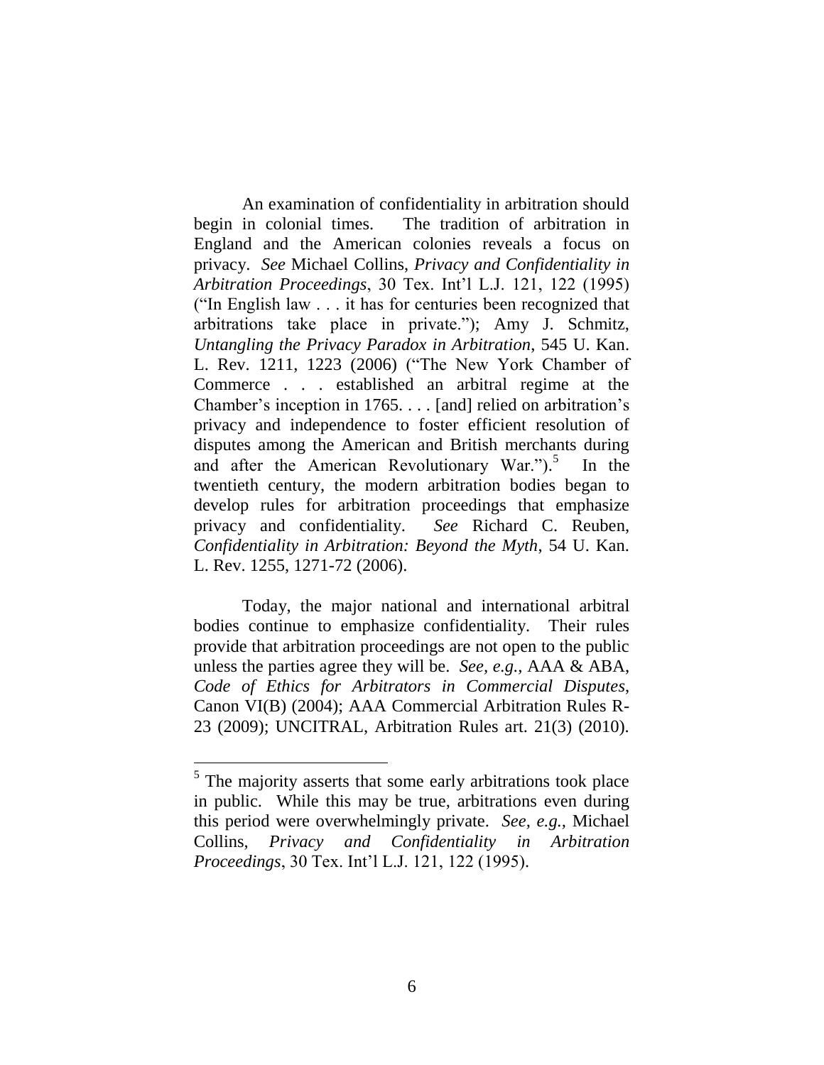An examination of confidentiality in arbitration should begin in colonial times. The tradition of arbitration in England and the American colonies reveals a focus on privacy. *See* Michael Collins, *Privacy and Confidentiality in Arbitration Proceedings*, 30 Tex. Int'l L.J. 121, 122 (1995) ("In English law . . . it has for centuries been recognized that arbitrations take place in private."); Amy J. Schmitz, *Untangling the Privacy Paradox in Arbitration*, 545 U. Kan. L. Rev. 1211, 1223 (2006) ("The New York Chamber of Commerce . . . established an arbitral regime at the Chamber's inception in 1765. . . . [and] relied on arbitration's privacy and independence to foster efficient resolution of disputes among the American and British merchants during and after the American Revolutionary War.").[5] In the twentieth century, the modern arbitration bodies began to develop rules for arbitration proceedings that emphasize privacy and confidentiality. *See* Richard C. Reuben, *Confidentiality in Arbitration: Beyond the Myth*, 54 U. Kan. L. Rev. 1255, 1271-72 (2006).

Today, the major national and international arbitral bodies continue to emphasize confidentiality. Their rules provide that arbitration proceedings are not open to the public unless the parties agree they will be. *See, e.g.*, AAA & ABA, *Code of Ethics for Arbitrators in Commercial Disputes*, Canon VI(B) (2004); AAA Commercial Arbitration Rules R-23 (2009); UNCITRAL, Arbitration Rules art. 21(3) (2010).

---

[5] The majority asserts that some early arbitrations took place in public. While this may be true, arbitrations even during this period were overwhelmingly private. *See, e.g.*, Michael Collins, *Privacy and Confidentiality in Arbitration Proceedings*, 30 Tex. Int'l L.J. 121, 122 (1995).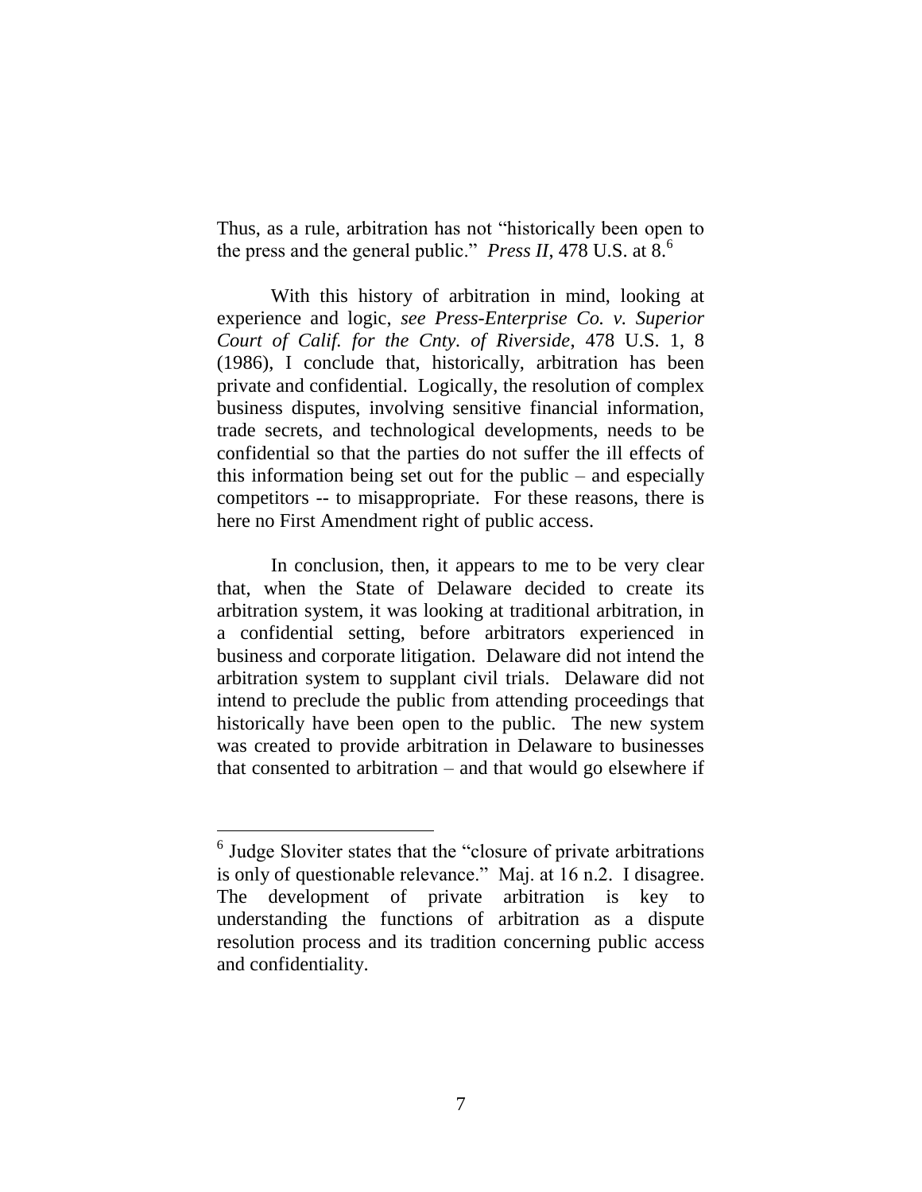Thus, as a rule, arbitration has not "historically been open to the press and the general public." *Press II*, 478 U.S. at 8.[6]

With this history of arbitration in mind, looking at experience and logic, *see Press-Enterprise Co. v. Superior Court of Calif. for the Cnty. of Riverside*, 478 U.S. 1, 8 (1986), I conclude that, historically, arbitration has been private and confidential. Logically, the resolution of complex business disputes, involving sensitive financial information, trade secrets, and technological developments, needs to be confidential so that the parties do not suffer the ill effects of this information being set out for the public – and especially competitors -- to misappropriate. For these reasons, there is here no First Amendment right of public access.

In conclusion, then, it appears to me to be very clear that, when the State of Delaware decided to create its arbitration system, it was looking at traditional arbitration, in a confidential setting, before arbitrators experienced in business and corporate litigation. Delaware did not intend the arbitration system to supplant civil trials. Delaware did not intend to preclude the public from attending proceedings that historically have been open to the public. The new system was created to provide arbitration in Delaware to businesses that consented to arbitration – and that would go elsewhere if

---

[6] Judge Sloviter states that the "closure of private arbitrations is only of questionable relevance." Maj. at 16 n.2. I disagree. The development of private arbitration is key to understanding the functions of arbitration as a dispute resolution process and its tradition concerning public access and confidentiality.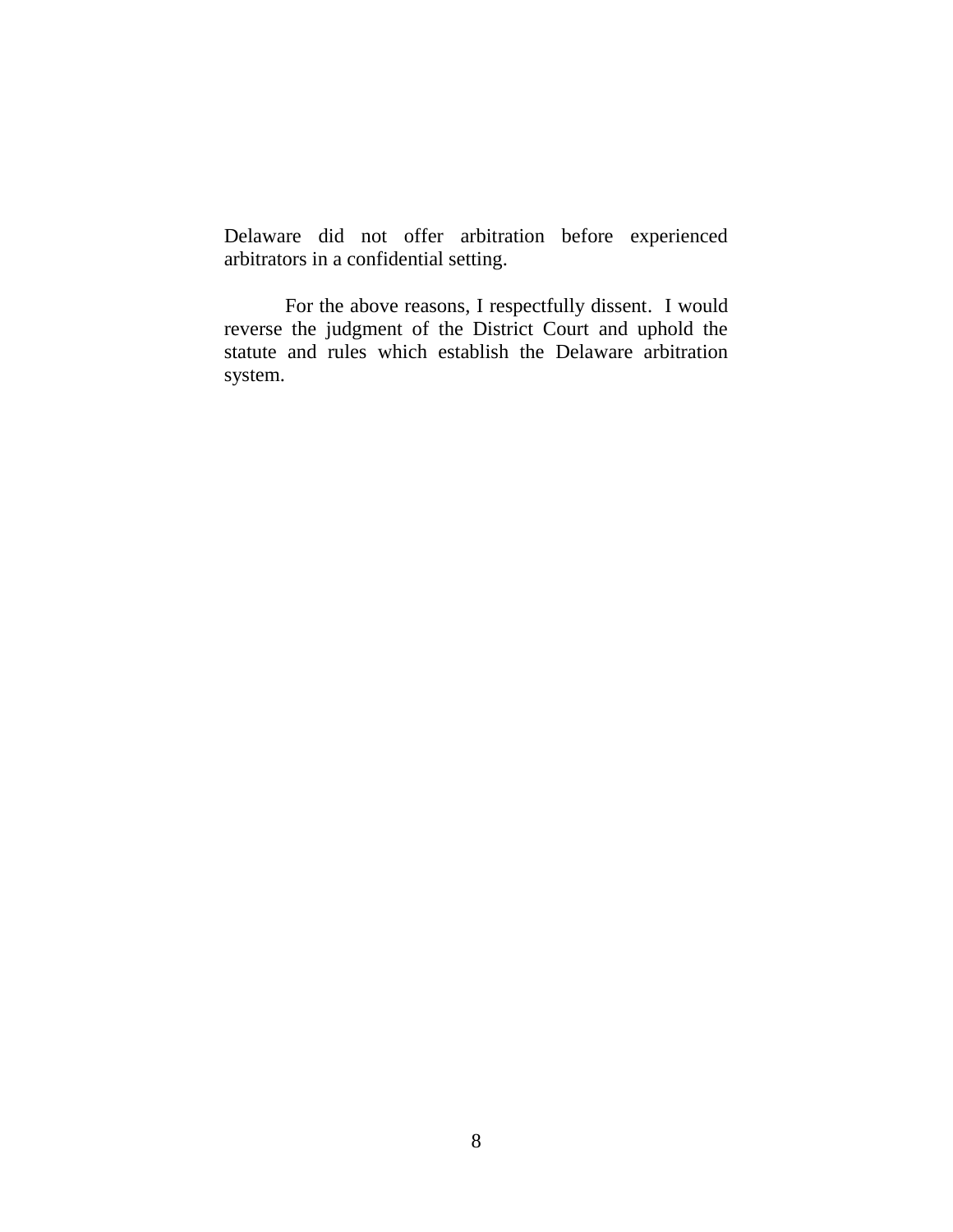Delaware did not offer arbitration before experienced arbitrators in a confidential setting.

For the above reasons, I respectfully dissent. I would reverse the judgment of the District Court and uphold the statute and rules which establish the Delaware arbitration system.